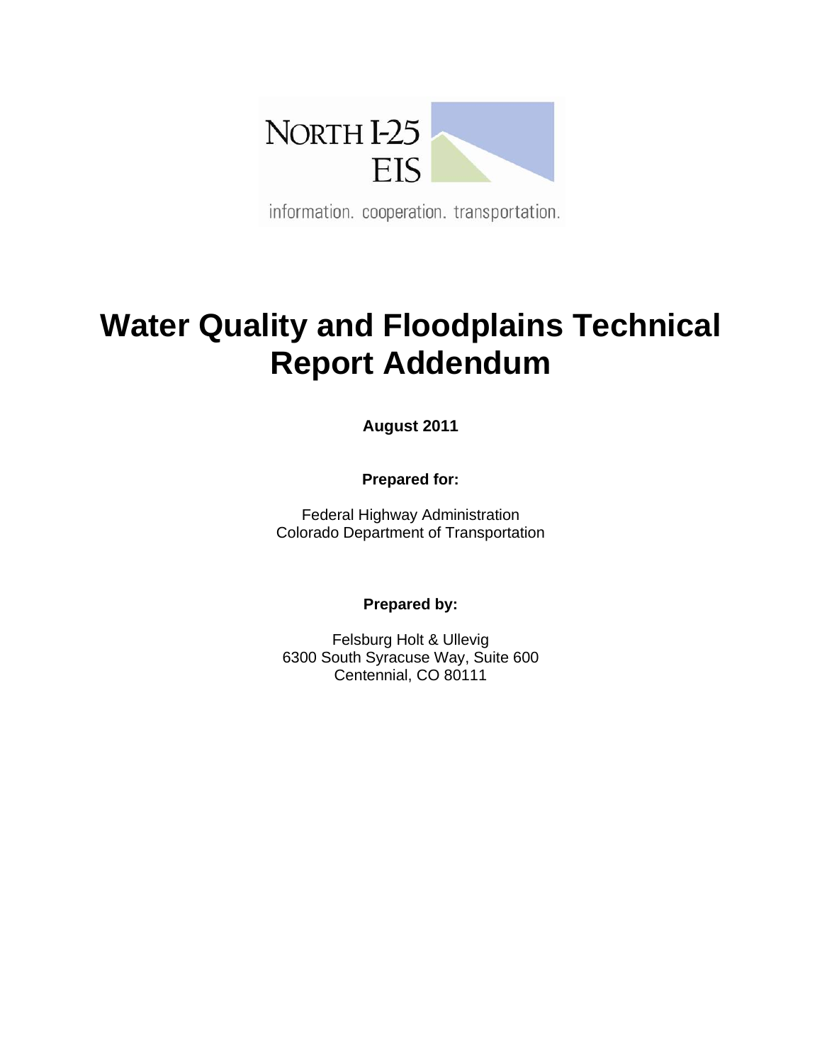NORTH I-25 EIS

information. cooperation. transportation.

# Water Quality and Floodplains Technical Report Addendum

**August 2011**

**Prepared for:**

Federal Highway Administration
Colorado Department of Transportation

**Prepared by:**

Felsburg Holt & Ullevig
6300 South Syracuse Way, Suite 600
Centennial, CO 80111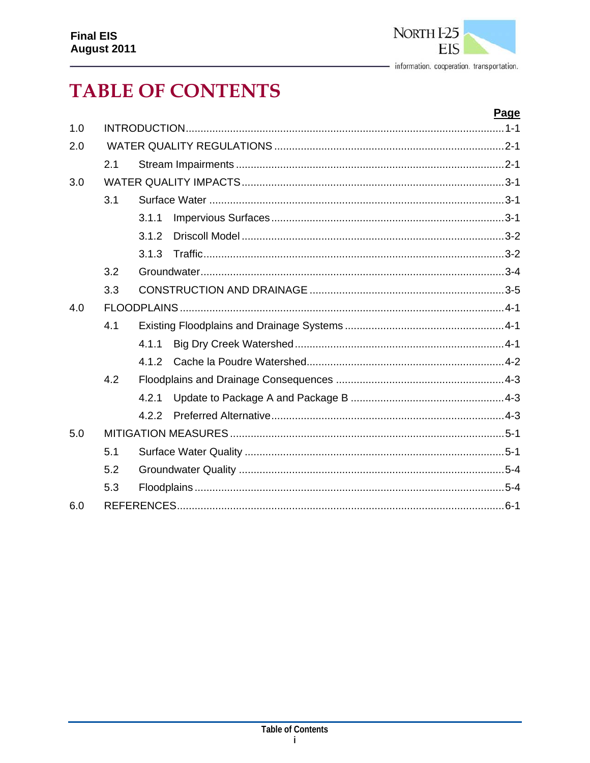# TABLE OF CONTENTS

| | | Page |
|---|---|---|
| 1.0 | INTRODUCTION | 1-1 |
| 2.0 | WATER QUALITY REGULATIONS | 2-1 |
| | 2.1 Stream Impairments | 2-1 |
| 3.0 | WATER QUALITY IMPACTS | 3-1 |
| | 3.1 Surface Water | 3-1 |
| | 3.1.1 Impervious Surfaces | 3-1 |
| | 3.1.2 Driscoll Model | 3-2 |
| | 3.1.3 Traffic | 3-2 |
| | 3.2 Groundwater | 3-4 |
| | 3.3 CONSTRUCTION AND DRAINAGE | 3-5 |
| 4.0 | FLOODPLAINS | 4-1 |
| | 4.1 Existing Floodplains and Drainage Systems | 4-1 |
| | 4.1.1 Big Dry Creek Watershed | 4-1 |
| | 4.1.2 Cache la Poudre Watershed | 4-2 |
| | 4.2 Floodplains and Drainage Consequences | 4-3 |
| | 4.2.1 Update to Package A and Package B | 4-3 |
| | 4.2.2 Preferred Alternative | 4-3 |
| 5.0 | MITIGATION MEASURES | 5-1 |
| | 5.1 Surface Water Quality | 5-1 |
| | 5.2 Groundwater Quality | 5-4 |
| | 5.3 Floodplains | 5-4 |
| 6.0 | REFERENCES | 6-1 |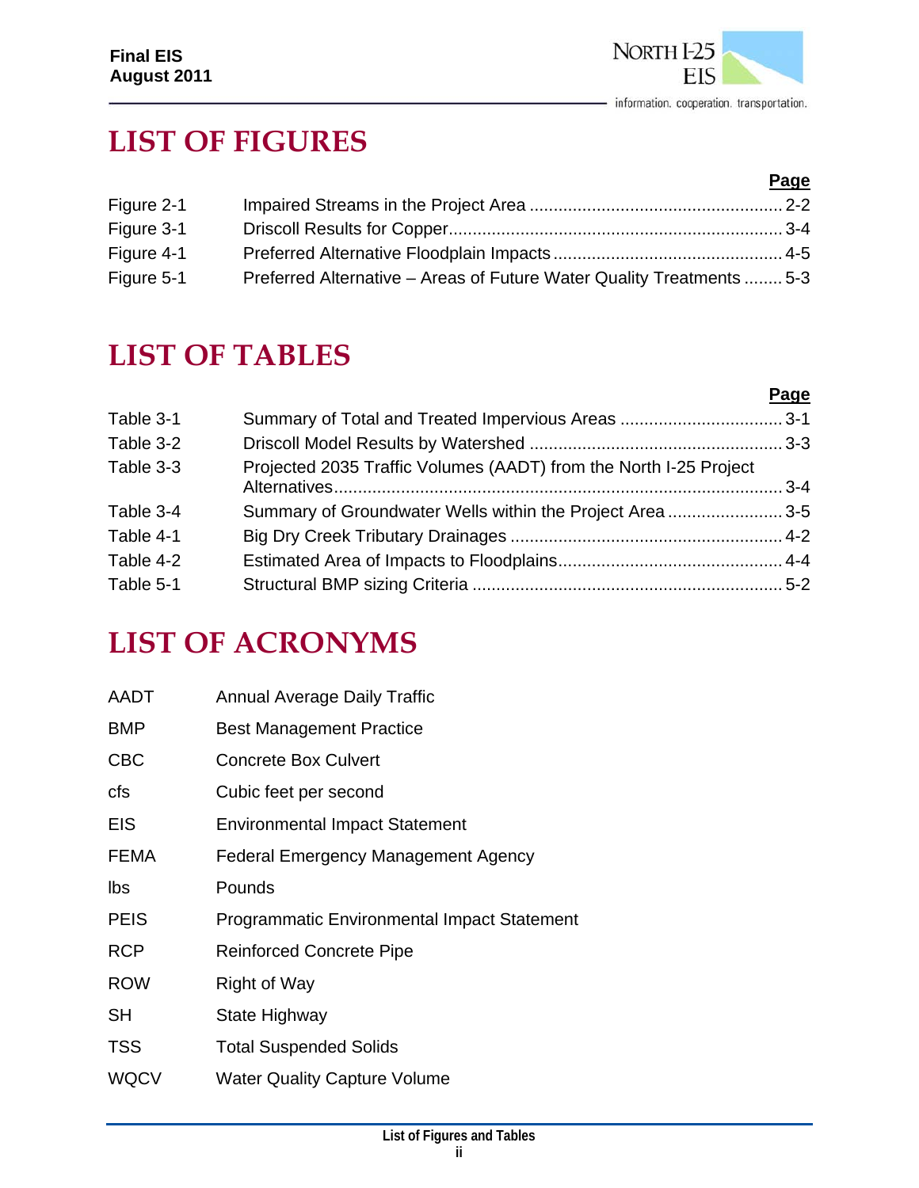# LIST OF FIGURES

| | | Page |
|---|---|---|
| Figure 2-1 | Impaired Streams in the Project Area | 2-2 |
| Figure 3-1 | Driscoll Results for Copper | 3-4 |
| Figure 4-1 | Preferred Alternative Floodplain Impacts | 4-5 |
| Figure 5-1 | Preferred Alternative – Areas of Future Water Quality Treatments | 5-3 |

# LIST OF TABLES

| | | Page |
|---|---|---|
| Table 3-1 | Summary of Total and Treated Impervious Areas | 3-1 |
| Table 3-2 | Driscoll Model Results by Watershed | 3-3 |
| Table 3-3 | Projected 2035 Traffic Volumes (AADT) from the North I-25 Project Alternatives | 3-4 |
| Table 3-4 | Summary of Groundwater Wells within the Project Area | 3-5 |
| Table 4-1 | Big Dry Creek Tributary Drainages | 4-2 |
| Table 4-2 | Estimated Area of Impacts to Floodplains | 4-4 |
| Table 5-1 | Structural BMP sizing Criteria | 5-2 |

# LIST OF ACRONYMS

| | |
|---|---|
| AADT | Annual Average Daily Traffic |
| BMP | Best Management Practice |
| CBC | Concrete Box Culvert |
| cfs | Cubic feet per second |
| EIS | Environmental Impact Statement |
| FEMA | Federal Emergency Management Agency |
| lbs | Pounds |
| PEIS | Programmatic Environmental Impact Statement |
| RCP | Reinforced Concrete Pipe |
| ROW | Right of Way |
| SH | State Highway |
| TSS | Total Suspended Solids |
| WQCV | Water Quality Capture Volume |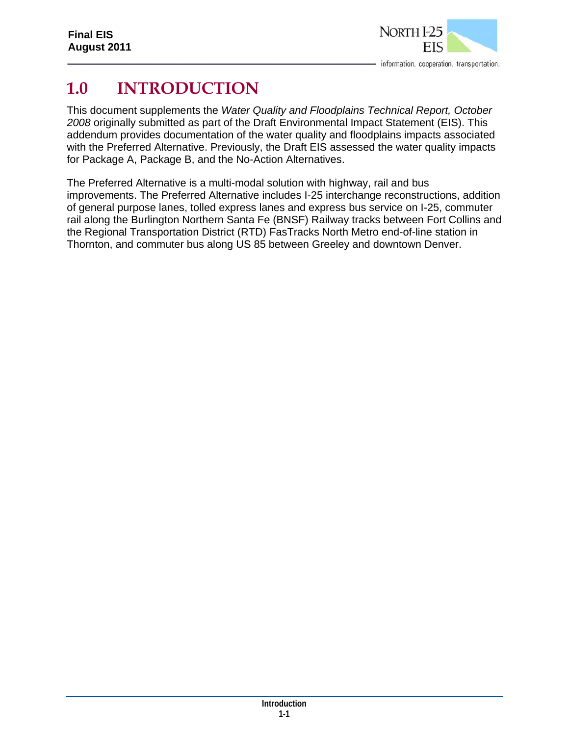# 1.0 INTRODUCTION

This document supplements the *Water Quality and Floodplains Technical Report, October 2008* originally submitted as part of the Draft Environmental Impact Statement (EIS). This addendum provides documentation of the water quality and floodplains impacts associated with the Preferred Alternative. Previously, the Draft EIS assessed the water quality impacts for Package A, Package B, and the No-Action Alternatives.

The Preferred Alternative is a multi-modal solution with highway, rail and bus improvements. The Preferred Alternative includes I-25 interchange reconstructions, addition of general purpose lanes, tolled express lanes and express bus service on I-25, commuter rail along the Burlington Northern Santa Fe (BNSF) Railway tracks between Fort Collins and the Regional Transportation District (RTD) FasTracks North Metro end-of-line station in Thornton, and commuter bus along US 85 between Greeley and downtown Denver.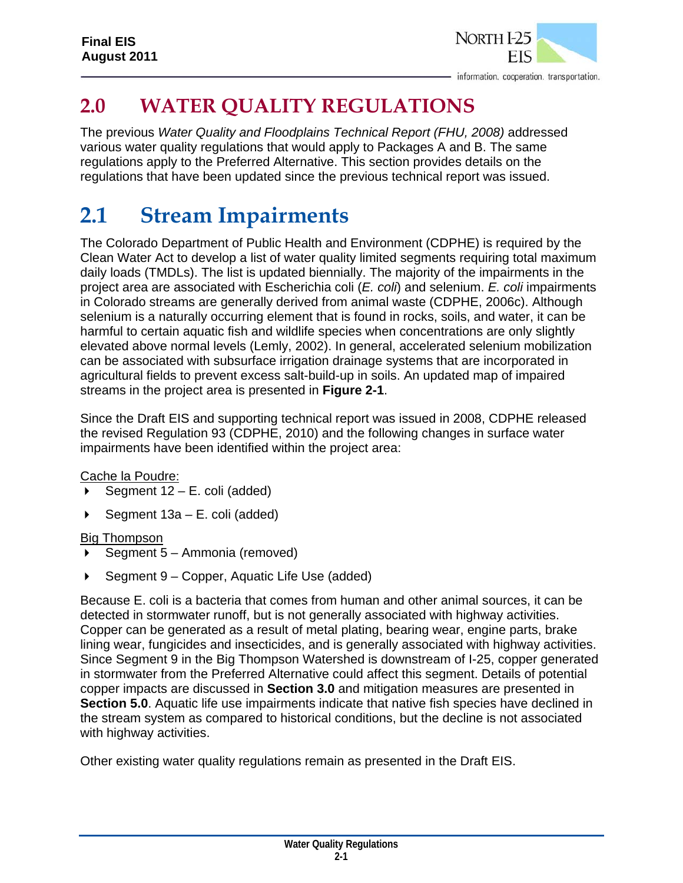# 2.0 WATER QUALITY REGULATIONS

The previous *Water Quality and Floodplains Technical Report (FHU, 2008)* addressed various water quality regulations that would apply to Packages A and B. The same regulations apply to the Preferred Alternative. This section provides details on the regulations that have been updated since the previous technical report was issued.

## 2.1 Stream Impairments

The Colorado Department of Public Health and Environment (CDPHE) is required by the Clean Water Act to develop a list of water quality limited segments requiring total maximum daily loads (TMDLs). The list is updated biennially. The majority of the impairments in the project area are associated with Escherichia coli (*E. coli*) and selenium. *E. coli* impairments in Colorado streams are generally derived from animal waste (CDPHE, 2006c). Although selenium is a naturally occurring element that is found in rocks, soils, and water, it can be harmful to certain aquatic fish and wildlife species when concentrations are only slightly elevated above normal levels (Lemly, 2002). In general, accelerated selenium mobilization can be associated with subsurface irrigation drainage systems that are incorporated in agricultural fields to prevent excess salt-build-up in soils. An updated map of impaired streams in the project area is presented in **Figure 2-1**.

Since the Draft EIS and supporting technical report was issued in 2008, CDPHE released the revised Regulation 93 (CDPHE, 2010) and the following changes in surface water impairments have been identified within the project area:

Cache la Poudre:

- Segment 12 – E. coli (added)
- Segment 13a – E. coli (added)

Big Thompson

- Segment 5 – Ammonia (removed)
- Segment 9 – Copper, Aquatic Life Use (added)

Because E. coli is a bacteria that comes from human and other animal sources, it can be detected in stormwater runoff, but is not generally associated with highway activities. Copper can be generated as a result of metal plating, bearing wear, engine parts, brake lining wear, fungicides and insecticides, and is generally associated with highway activities. Since Segment 9 in the Big Thompson Watershed is downstream of I-25, copper generated in stormwater from the Preferred Alternative could affect this segment. Details of potential copper impacts are discussed in **Section 3.0** and mitigation measures are presented in **Section 5.0**. Aquatic life use impairments indicate that native fish species have declined in the stream system as compared to historical conditions, but the decline is not associated with highway activities.

Other existing water quality regulations remain as presented in the Draft EIS.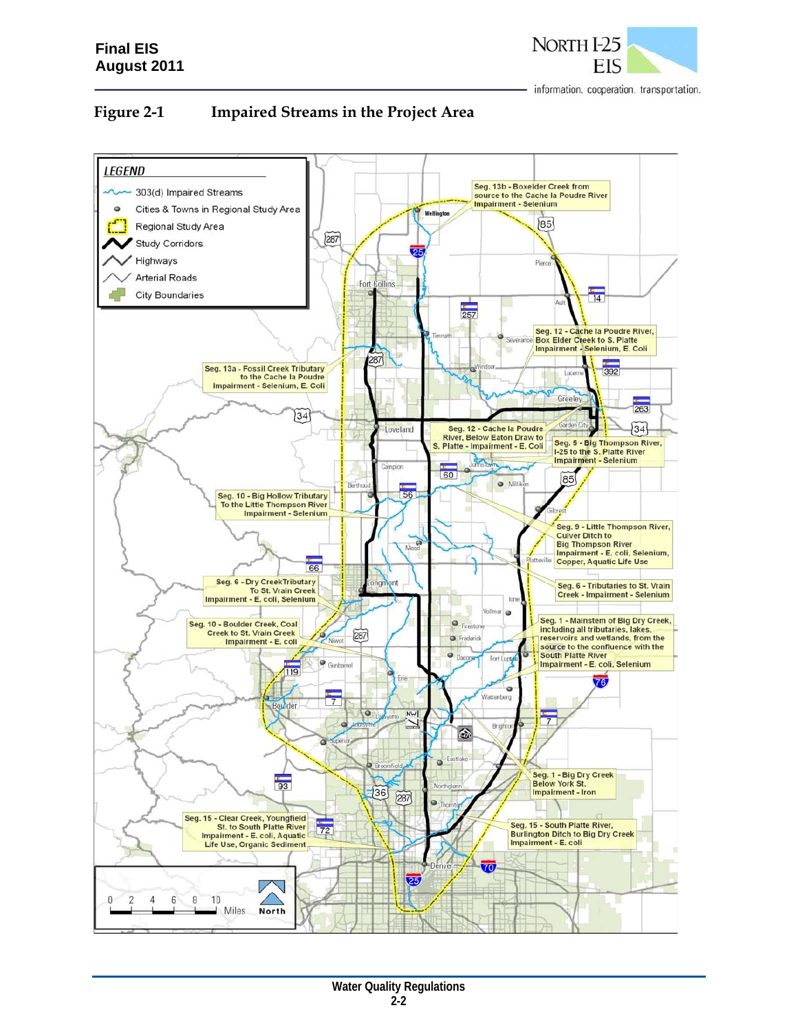## Figure 2-1 Impaired Streams in the Project Area

**LEGEND**

- 303(d) Impaired Streams
- Cities & Towns in Regional Study Area
- Regional Study Area
- Study Corridors
- Highways
- Arterial Roads
- City Boundaries

Seg. 13b - Boxelder Creek from source to the Cache la Poudre River Impairment - Selenium

Seg. 12 - Cache la Poudre River, Box Elder Creek to S. Platte Impairment - Selenium, E. Coli

Seg. 13a - Fossil Creek Tributary to the Cache la Poudre Impairment - Selenium, E. Coli

Seg. 12 - Cache la Poudre River, Below Eaton Draw to S. Platte - Impairment - E. Coli

Seg. 5 - Big Thompson River, I-25 to the S. Platte River Impairment - Selenium

Seg. 10 - Big Hollow Tributary To the Little Thompson River Impairment - Selenium

Seg. 9 - Little Thompson River, Culver Ditch to Big Thompson River Impairment - E. coli, Selenium, Copper, Aquatic Life Use

Seg. 6 - Dry Creek Tributary To St. Vrain Creek Impairment - E. coli, Selenium

Seg. 6 - Tributaries to St. Vrain Creek - Impairment - Selenium

Seg. 10 - Boulder Creek, Coal Creek to St. Vrain Creek Impairment - E. coli

Seg. 1 - Mainstem of Big Dry Creek, including all tributaries, lakes, reservoirs and wetlands, from the source to the confluence with the South Platte River Impairment - E. coli, Selenium

Seg. 1 - Big Dry Creek Below York St. Impairment - Iron

Seg. 15 - Clear Creek, Youngfield St. to South Platte River Impairment - E. coli, Aquatic Life Use, Organic Sediment

Seg. 15 - South Platte River, Burlington Ditch to Big Dry Creek Impairment - E. coli

0 2 4 6 8 10 Miles

North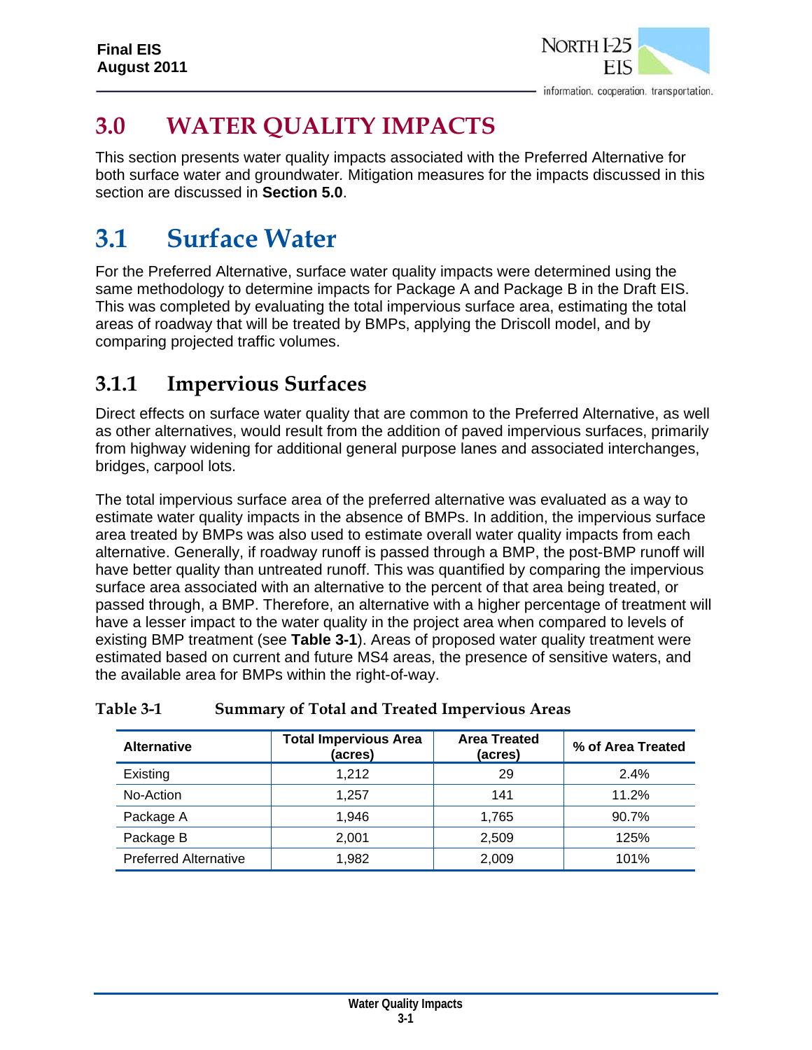# 3.0 WATER QUALITY IMPACTS

This section presents water quality impacts associated with the Preferred Alternative for both surface water and groundwater. Mitigation measures for the impacts discussed in this section are discussed in **Section 5.0**.

# 3.1 Surface Water

For the Preferred Alternative, surface water quality impacts were determined using the same methodology to determine impacts for Package A and Package B in the Draft EIS. This was completed by evaluating the total impervious surface area, estimating the total areas of roadway that will be treated by BMPs, applying the Driscoll model, and by comparing projected traffic volumes.

## 3.1.1 Impervious Surfaces

Direct effects on surface water quality that are common to the Preferred Alternative, as well as other alternatives, would result from the addition of paved impervious surfaces, primarily from highway widening for additional general purpose lanes and associated interchanges, bridges, carpool lots.

The total impervious surface area of the preferred alternative was evaluated as a way to estimate water quality impacts in the absence of BMPs. In addition, the impervious surface area treated by BMPs was also used to estimate overall water quality impacts from each alternative. Generally, if roadway runoff is passed through a BMP, the post-BMP runoff will have better quality than untreated runoff. This was quantified by comparing the impervious surface area associated with an alternative to the percent of that area being treated, or passed through, a BMP. Therefore, an alternative with a higher percentage of treatment will have a lesser impact to the water quality in the project area when compared to levels of existing BMP treatment (see **Table 3-1**). Areas of proposed water quality treatment were estimated based on current and future MS4 areas, the presence of sensitive waters, and the available area for BMPs within the right-of-way.

**Table 3-1 Summary of Total and Treated Impervious Areas**

| Alternative | Total Impervious Area (acres) | Area Treated (acres) | % of Area Treated |
|---|---|---|---|
| Existing | 1,212 | 29 | 2.4% |
| No-Action | 1,257 | 141 | 11.2% |
| Package A | 1,946 | 1,765 | 90.7% |
| Package B | 2,001 | 2,509 | 125% |
| Preferred Alternative | 1,982 | 2,009 | 101% |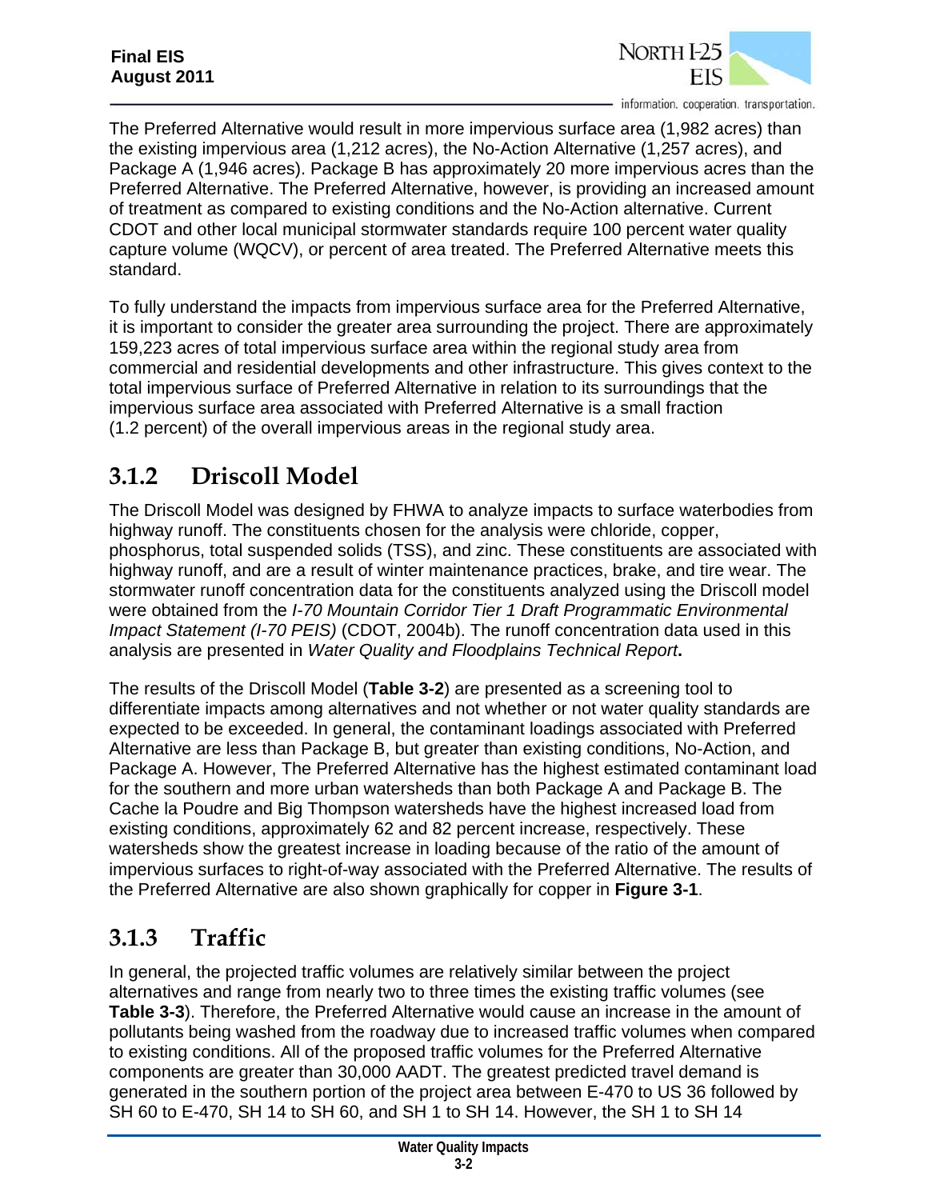The Preferred Alternative would result in more impervious surface area (1,982 acres) than the existing impervious area (1,212 acres), the No-Action Alternative (1,257 acres), and Package A (1,946 acres). Package B has approximately 20 more impervious acres than the Preferred Alternative. The Preferred Alternative, however, is providing an increased amount of treatment as compared to existing conditions and the No-Action alternative. Current CDOT and other local municipal stormwater standards require 100 percent water quality capture volume (WQCV), or percent of area treated. The Preferred Alternative meets this standard.

To fully understand the impacts from impervious surface area for the Preferred Alternative, it is important to consider the greater area surrounding the project. There are approximately 159,223 acres of total impervious surface area within the regional study area from commercial and residential developments and other infrastructure. This gives context to the total impervious surface of Preferred Alternative in relation to its surroundings that the impervious surface area associated with Preferred Alternative is a small fraction (1.2 percent) of the overall impervious areas in the regional study area.

## 3.1.2 Driscoll Model

The Driscoll Model was designed by FHWA to analyze impacts to surface waterbodies from highway runoff. The constituents chosen for the analysis were chloride, copper, phosphorus, total suspended solids (TSS), and zinc. These constituents are associated with highway runoff, and are a result of winter maintenance practices, brake, and tire wear. The stormwater runoff concentration data for the constituents analyzed using the Driscoll model were obtained from the *I-70 Mountain Corridor Tier 1 Draft Programmatic Environmental Impact Statement (I-70 PEIS)* (CDOT, 2004b). The runoff concentration data used in this analysis are presented in *Water Quality and Floodplains Technical Report*.

The results of the Driscoll Model (**Table 3-2**) are presented as a screening tool to differentiate impacts among alternatives and not whether or not water quality standards are expected to be exceeded. In general, the contaminant loadings associated with Preferred Alternative are less than Package B, but greater than existing conditions, No-Action, and Package A. However, The Preferred Alternative has the highest estimated contaminant load for the southern and more urban watersheds than both Package A and Package B. The Cache la Poudre and Big Thompson watersheds have the highest increased load from existing conditions, approximately 62 and 82 percent increase, respectively. These watersheds show the greatest increase in loading because of the ratio of the amount of impervious surfaces to right-of-way associated with the Preferred Alternative. The results of the Preferred Alternative are also shown graphically for copper in **Figure 3-1**.

## 3.1.3 Traffic

In general, the projected traffic volumes are relatively similar between the project alternatives and range from nearly two to three times the existing traffic volumes (see **Table 3-3**). Therefore, the Preferred Alternative would cause an increase in the amount of pollutants being washed from the roadway due to increased traffic volumes when compared to existing conditions. All of the proposed traffic volumes for the Preferred Alternative components are greater than 30,000 AADT. The greatest predicted travel demand is generated in the southern portion of the project area between E-470 to US 36 followed by SH 60 to E-470, SH 14 to SH 60, and SH 1 to SH 14. However, the SH 1 to SH 14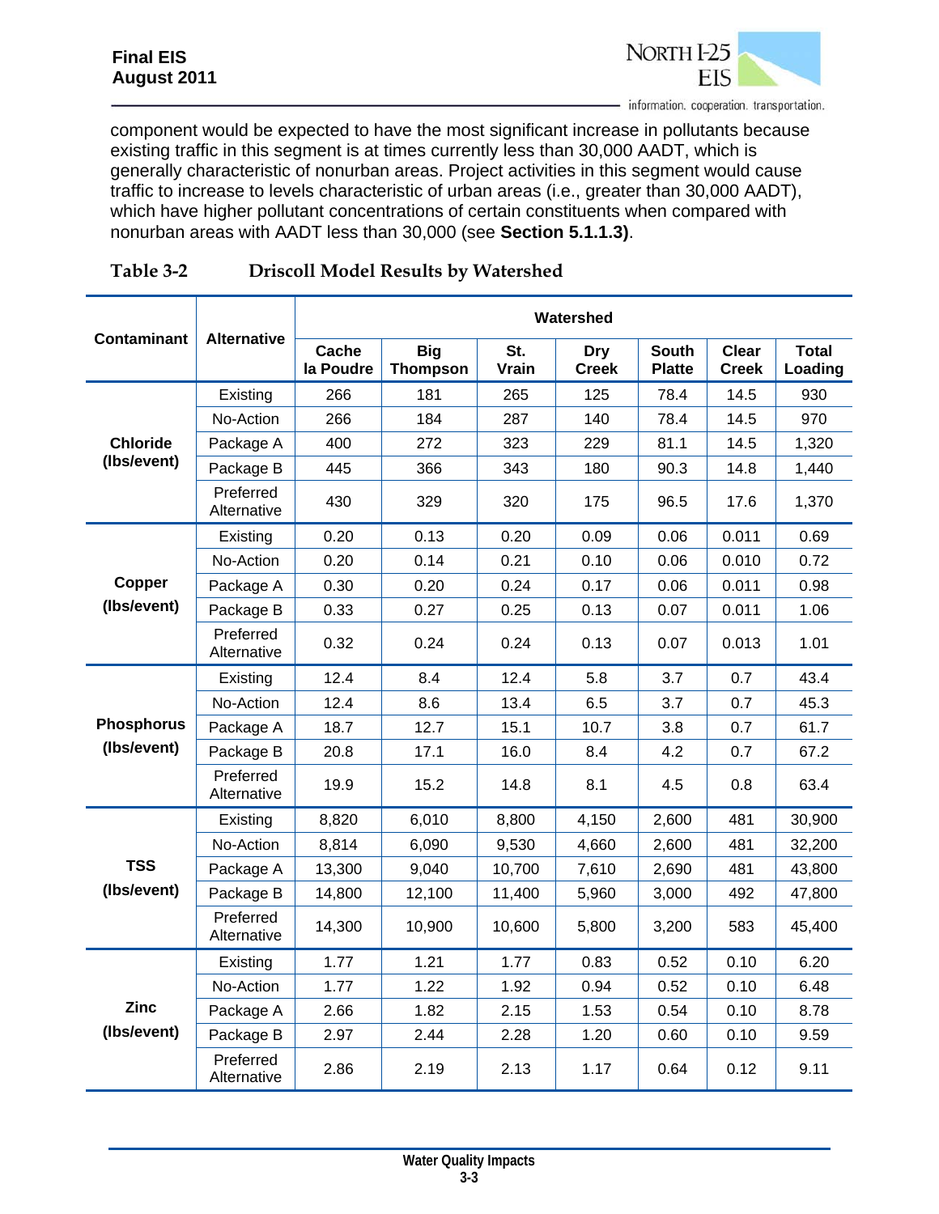component would be expected to have the most significant increase in pollutants because existing traffic in this segment is at times currently less than 30,000 AADT, which is generally characteristic of nonurban areas. Project activities in this segment would cause traffic to increase to levels characteristic of urban areas (i.e., greater than 30,000 AADT), which have higher pollutant concentrations of certain constituents when compared with nonurban areas with AADT less than 30,000 (see **Section 5.1.1.3)**.

**Table 3-2 Driscoll Model Results by Watershed**

| Contaminant | Alternative | Watershed | | | | | | |
|---|---|---|---|---|---|---|---|---|
| | | Cache la Poudre | Big Thompson | St. Vrain | Dry Creek | South Platte | Clear Creek | Total Loading |
| **Chloride (lbs/event)** | Existing | 266 | 181 | 265 | 125 | 78.4 | 14.5 | 930 |
| | No-Action | 266 | 184 | 287 | 140 | 78.4 | 14.5 | 970 |
| | Package A | 400 | 272 | 323 | 229 | 81.1 | 14.5 | 1,320 |
| | Package B | 445 | 366 | 343 | 180 | 90.3 | 14.8 | 1,440 |
| | Preferred Alternative | 430 | 329 | 320 | 175 | 96.5 | 17.6 | 1,370 |
| **Copper (lbs/event)** | Existing | 0.20 | 0.13 | 0.20 | 0.09 | 0.06 | 0.011 | 0.69 |
| | No-Action | 0.20 | 0.14 | 0.21 | 0.10 | 0.06 | 0.010 | 0.72 |
| | Package A | 0.30 | 0.20 | 0.24 | 0.17 | 0.06 | 0.011 | 0.98 |
| | Package B | 0.33 | 0.27 | 0.25 | 0.13 | 0.07 | 0.011 | 1.06 |
| | Preferred Alternative | 0.32 | 0.24 | 0.24 | 0.13 | 0.07 | 0.013 | 1.01 |
| **Phosphorus (lbs/event)** | Existing | 12.4 | 8.4 | 12.4 | 5.8 | 3.7 | 0.7 | 43.4 |
| | No-Action | 12.4 | 8.6 | 13.4 | 6.5 | 3.7 | 0.7 | 45.3 |
| | Package A | 18.7 | 12.7 | 15.1 | 10.7 | 3.8 | 0.7 | 61.7 |
| | Package B | 20.8 | 17.1 | 16.0 | 8.4 | 4.2 | 0.7 | 67.2 |
| | Preferred Alternative | 19.9 | 15.2 | 14.8 | 8.1 | 4.5 | 0.8 | 63.4 |
| **TSS (lbs/event)** | Existing | 8,820 | 6,010 | 8,800 | 4,150 | 2,600 | 481 | 30,900 |
| | No-Action | 8,814 | 6,090 | 9,530 | 4,660 | 2,600 | 481 | 32,200 |
| | Package A | 13,300 | 9,040 | 10,700 | 7,610 | 2,690 | 481 | 43,800 |
| | Package B | 14,800 | 12,100 | 11,400 | 5,960 | 3,000 | 492 | 47,800 |
| | Preferred Alternative | 14,300 | 10,900 | 10,600 | 5,800 | 3,200 | 583 | 45,400 |
| **Zinc (lbs/event)** | Existing | 1.77 | 1.21 | 1.77 | 0.83 | 0.52 | 0.10 | 6.20 |
| | No-Action | 1.77 | 1.22 | 1.92 | 0.94 | 0.52 | 0.10 | 6.48 |
| | Package A | 2.66 | 1.82 | 2.15 | 1.53 | 0.54 | 0.10 | 8.78 |
| | Package B | 2.97 | 2.44 | 2.28 | 1.20 | 0.60 | 0.10 | 9.59 |
| | Preferred Alternative | 2.86 | 2.19 | 2.13 | 1.17 | 0.64 | 0.12 | 9.11 |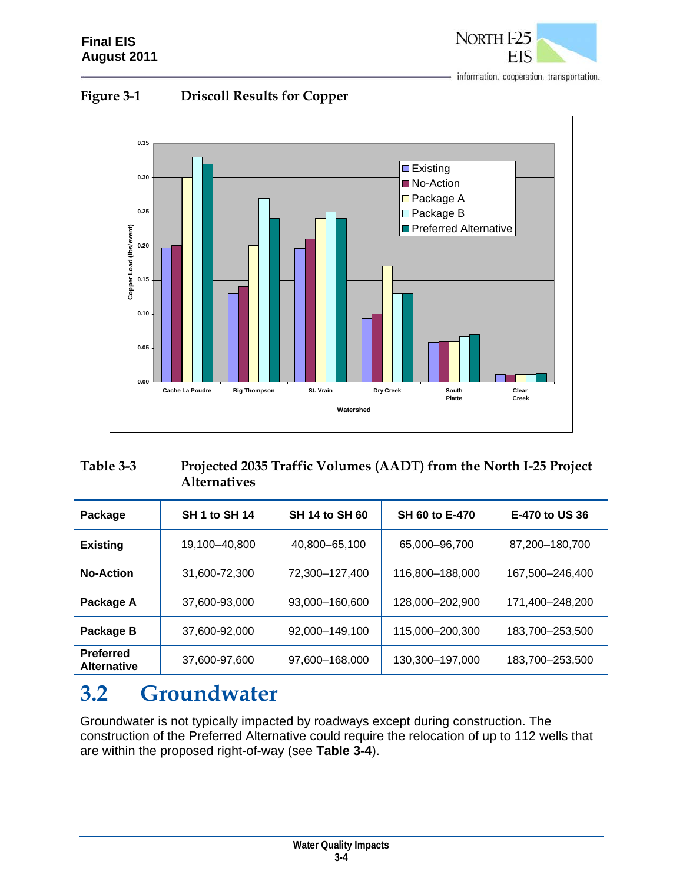Figure 3-1 Driscoll Results for Copper

Table 3-3 Projected 2035 Traffic Volumes (AADT) from the North I-25 Project Alternatives

| Package | SH 1 to SH 14 | SH 14 to SH 60 | SH 60 to E-470 | E-470 to US 36 |
|---|---|---|---|---|
| **Existing** | 19,100–40,800 | 40,800–65,100 | 65,000–96,700 | 87,200–180,700 |
| **No-Action** | 31,600-72,300 | 72,300–127,400 | 116,800–188,000 | 167,500–246,400 |
| **Package A** | 37,600-93,000 | 93,000–160,600 | 128,000–202,900 | 171,400–248,200 |
| **Package B** | 37,600-92,000 | 92,000–149,100 | 115,000–200,300 | 183,700–253,500 |
| **Preferred Alternative** | 37,600-97,600 | 97,600–168,000 | 130,300–197,000 | 183,700–253,500 |

## 3.2 Groundwater

Groundwater is not typically impacted by roadways except during construction. The construction of the Preferred Alternative could require the relocation of up to 112 wells that are within the proposed right-of-way (see **Table 3-4**).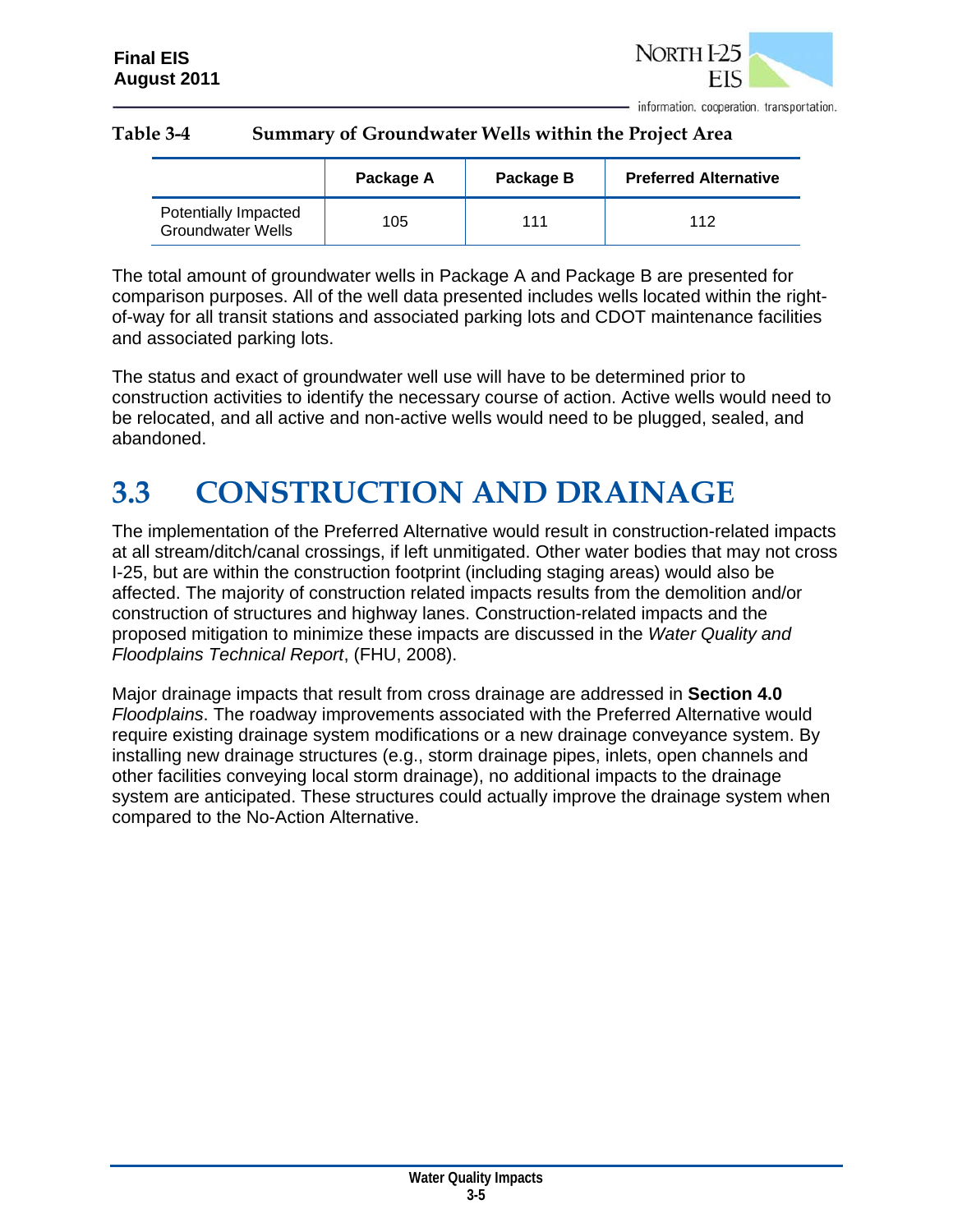**Table 3-4 Summary of Groundwater Wells within the Project Area**

| | Package A | Package B | Preferred Alternative |
|---|---|---|---|
| Potentially Impacted Groundwater Wells | 105 | 111 | 112 |

The total amount of groundwater wells in Package A and Package B are presented for comparison purposes. All of the well data presented includes wells located within the right-of-way for all transit stations and associated parking lots and CDOT maintenance facilities and associated parking lots.

The status and exact of groundwater well use will have to be determined prior to construction activities to identify the necessary course of action. Active wells would need to be relocated, and all active and non-active wells would need to be plugged, sealed, and abandoned.

# 3.3 CONSTRUCTION AND DRAINAGE

The implementation of the Preferred Alternative would result in construction-related impacts at all stream/ditch/canal crossings, if left unmitigated. Other water bodies that may not cross I-25, but are within the construction footprint (including staging areas) would also be affected. The majority of construction related impacts results from the demolition and/or construction of structures and highway lanes. Construction-related impacts and the proposed mitigation to minimize these impacts are discussed in the *Water Quality and Floodplains Technical Report*, (FHU, 2008).

Major drainage impacts that result from cross drainage are addressed in **Section 4.0** *Floodplains*. The roadway improvements associated with the Preferred Alternative would require existing drainage system modifications or a new drainage conveyance system. By installing new drainage structures (e.g., storm drainage pipes, inlets, open channels and other facilities conveying local storm drainage), no additional impacts to the drainage system are anticipated. These structures could actually improve the drainage system when compared to the No-Action Alternative.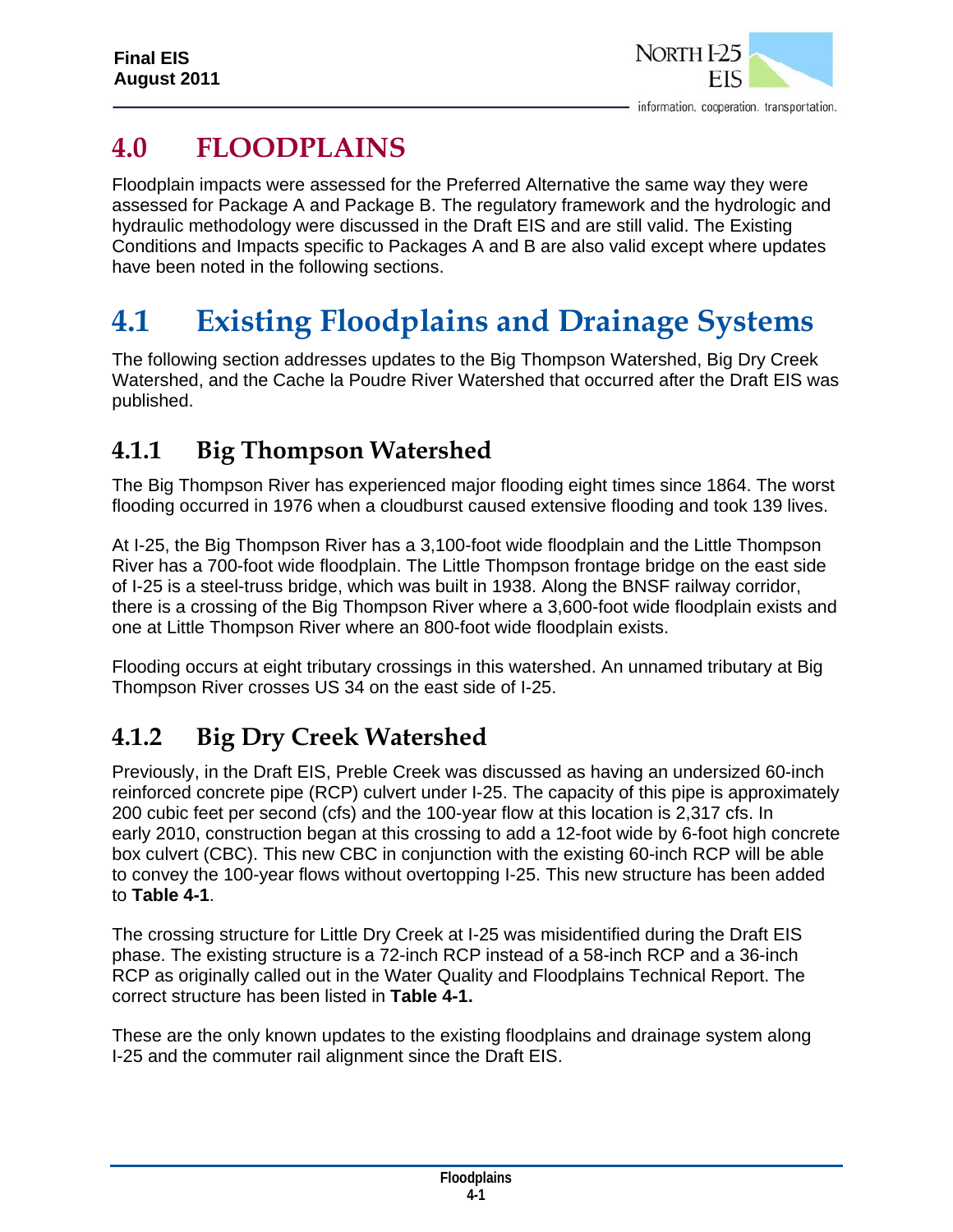# 4.0 FLOODPLAINS

Floodplain impacts were assessed for the Preferred Alternative the same way they were assessed for Package A and Package B. The regulatory framework and the hydrologic and hydraulic methodology were discussed in the Draft EIS and are still valid. The Existing Conditions and Impacts specific to Packages A and B are also valid except where updates have been noted in the following sections.

# 4.1 Existing Floodplains and Drainage Systems

The following section addresses updates to the Big Thompson Watershed, Big Dry Creek Watershed, and the Cache la Poudre River Watershed that occurred after the Draft EIS was published.

## 4.1.1 Big Thompson Watershed

The Big Thompson River has experienced major flooding eight times since 1864. The worst flooding occurred in 1976 when a cloudburst caused extensive flooding and took 139 lives.

At I-25, the Big Thompson River has a 3,100-foot wide floodplain and the Little Thompson River has a 700-foot wide floodplain. The Little Thompson frontage bridge on the east side of I-25 is a steel-truss bridge, which was built in 1938. Along the BNSF railway corridor, there is a crossing of the Big Thompson River where a 3,600-foot wide floodplain exists and one at Little Thompson River where an 800-foot wide floodplain exists.

Flooding occurs at eight tributary crossings in this watershed. An unnamed tributary at Big Thompson River crosses US 34 on the east side of I-25.

## 4.1.2 Big Dry Creek Watershed

Previously, in the Draft EIS, Preble Creek was discussed as having an undersized 60-inch reinforced concrete pipe (RCP) culvert under I-25. The capacity of this pipe is approximately 200 cubic feet per second (cfs) and the 100-year flow at this location is 2,317 cfs. In early 2010, construction began at this crossing to add a 12-foot wide by 6-foot high concrete box culvert (CBC). This new CBC in conjunction with the existing 60-inch RCP will be able to convey the 100-year flows without overtopping I-25. This new structure has been added to **Table 4-1**.

The crossing structure for Little Dry Creek at I-25 was misidentified during the Draft EIS phase. The existing structure is a 72-inch RCP instead of a 58-inch RCP and a 36-inch RCP as originally called out in the Water Quality and Floodplains Technical Report. The correct structure has been listed in **Table 4-1.**

These are the only known updates to the existing floodplains and drainage system along I-25 and the commuter rail alignment since the Draft EIS.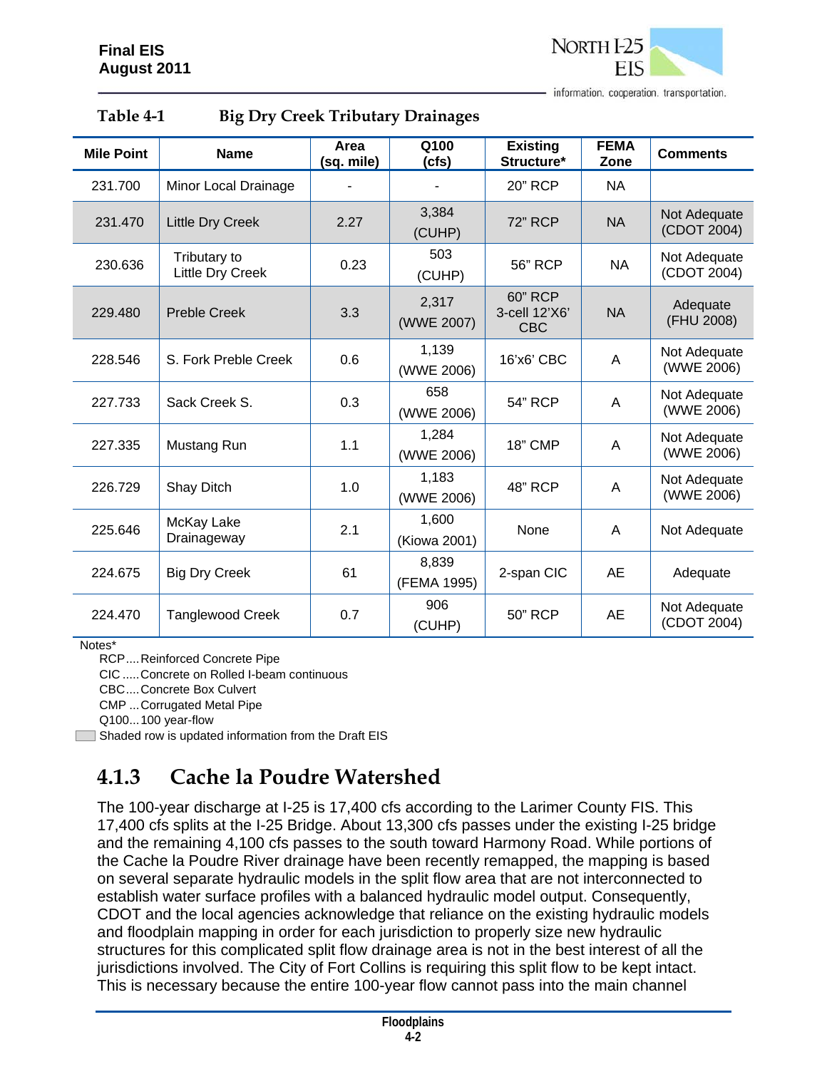**Table 4-1 Big Dry Creek Tributary Drainages**

| Mile Point | Name | Area (sq. mile) | Q100 (cfs) | Existing Structure* | FEMA Zone | Comments |
|---|---|---|---|---|---|---|
| 231.700 | Minor Local Drainage | - | - | 20" RCP | NA | |
| 231.470 | Little Dry Creek | 2.27 | 3,384 (CUHP) | 72" RCP | NA | Not Adequate (CDOT 2004) |
| 230.636 | Tributary to Little Dry Creek | 0.23 | 503 (CUHP) | 56" RCP | NA | Not Adequate (CDOT 2004) |
| 229.480 | Preble Creek | 3.3 | 2,317 (WWE 2007) | 60" RCP 3-cell 12'X6' CBC | NA | Adequate (FHU 2008) |
| 228.546 | S. Fork Preble Creek | 0.6 | 1,139 (WWE 2006) | 16'x6' CBC | A | Not Adequate (WWE 2006) |
| 227.733 | Sack Creek S. | 0.3 | 658 (WWE 2006) | 54" RCP | A | Not Adequate (WWE 2006) |
| 227.335 | Mustang Run | 1.1 | 1,284 (WWE 2006) | 18" CMP | A | Not Adequate (WWE 2006) |
| 226.729 | Shay Ditch | 1.0 | 1,183 (WWE 2006) | 48" RCP | A | Not Adequate (WWE 2006) |
| 225.646 | McKay Lake Drainageway | 2.1 | 1,600 (Kiowa 2001) | None | A | Not Adequate |
| 224.675 | Big Dry Creek | 61 | 8,839 (FEMA 1995) | 2-span CIC | AE | Adequate |
| 224.470 | Tanglewood Creek | 0.7 | 906 (CUHP) | 50" RCP | AE | Not Adequate (CDOT 2004) |

Notes*

RCP....Reinforced Concrete Pipe
CIC .....Concrete on Rolled I-beam continuous
CBC....Concrete Box Culvert
CMP ...Corrugated Metal Pipe
Q100...100 year-flow

Shaded row is updated information from the Draft EIS

## 4.1.3 Cache la Poudre Watershed

The 100-year discharge at I-25 is 17,400 cfs according to the Larimer County FIS. This 17,400 cfs splits at the I-25 Bridge. About 13,300 cfs passes under the existing I-25 bridge and the remaining 4,100 cfs passes to the south toward Harmony Road. While portions of the Cache la Poudre River drainage have been recently remapped, the mapping is based on several separate hydraulic models in the split flow area that are not interconnected to establish water surface profiles with a balanced hydraulic model output. Consequently, CDOT and the local agencies acknowledge that reliance on the existing hydraulic models and floodplain mapping in order for each jurisdiction to properly size new hydraulic structures for this complicated split flow drainage area is not in the best interest of all the jurisdictions involved. The City of Fort Collins is requiring this split flow to be kept intact. This is necessary because the entire 100-year flow cannot pass into the main channel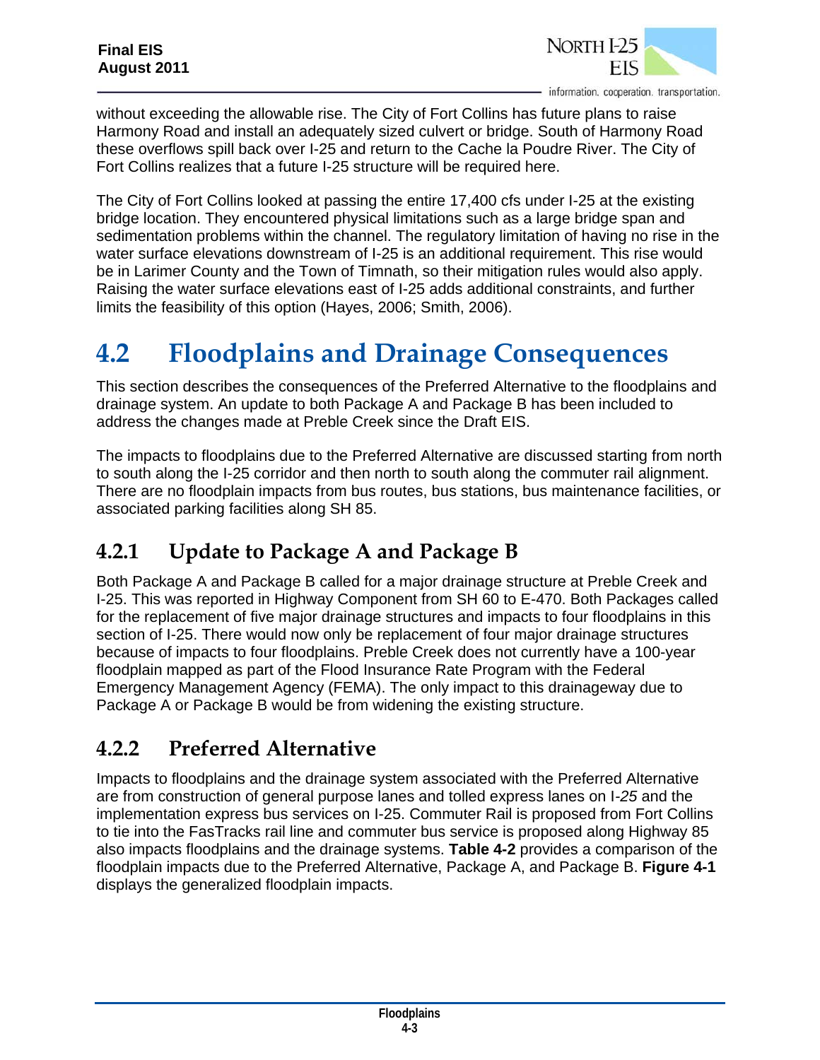without exceeding the allowable rise. The City of Fort Collins has future plans to raise Harmony Road and install an adequately sized culvert or bridge. South of Harmony Road these overflows spill back over I-25 and return to the Cache la Poudre River. The City of Fort Collins realizes that a future I-25 structure will be required here.

The City of Fort Collins looked at passing the entire 17,400 cfs under I-25 at the existing bridge location. They encountered physical limitations such as a large bridge span and sedimentation problems within the channel. The regulatory limitation of having no rise in the water surface elevations downstream of I-25 is an additional requirement. This rise would be in Larimer County and the Town of Timnath, so their mitigation rules would also apply. Raising the water surface elevations east of I-25 adds additional constraints, and further limits the feasibility of this option (Hayes, 2006; Smith, 2006).

# 4.2 Floodplains and Drainage Consequences

This section describes the consequences of the Preferred Alternative to the floodplains and drainage system. An update to both Package A and Package B has been included to address the changes made at Preble Creek since the Draft EIS.

The impacts to floodplains due to the Preferred Alternative are discussed starting from north to south along the I-25 corridor and then north to south along the commuter rail alignment. There are no floodplain impacts from bus routes, bus stations, bus maintenance facilities, or associated parking facilities along SH 85.

## 4.2.1 Update to Package A and Package B

Both Package A and Package B called for a major drainage structure at Preble Creek and I-25. This was reported in Highway Component from SH 60 to E-470. Both Packages called for the replacement of five major drainage structures and impacts to four floodplains in this section of I-25. There would now only be replacement of four major drainage structures because of impacts to four floodplains. Preble Creek does not currently have a 100-year floodplain mapped as part of the Flood Insurance Rate Program with the Federal Emergency Management Agency (FEMA). The only impact to this drainageway due to Package A or Package B would be from widening the existing structure.

## 4.2.2 Preferred Alternative

Impacts to floodplains and the drainage system associated with the Preferred Alternative are from construction of general purpose lanes and tolled express lanes on I-*25* and the implementation express bus services on I-25. Commuter Rail is proposed from Fort Collins to tie into the FasTracks rail line and commuter bus service is proposed along Highway 85 also impacts floodplains and the drainage systems. **Table 4-2** provides a comparison of the floodplain impacts due to the Preferred Alternative, Package A, and Package B. **Figure 4-1** displays the generalized floodplain impacts.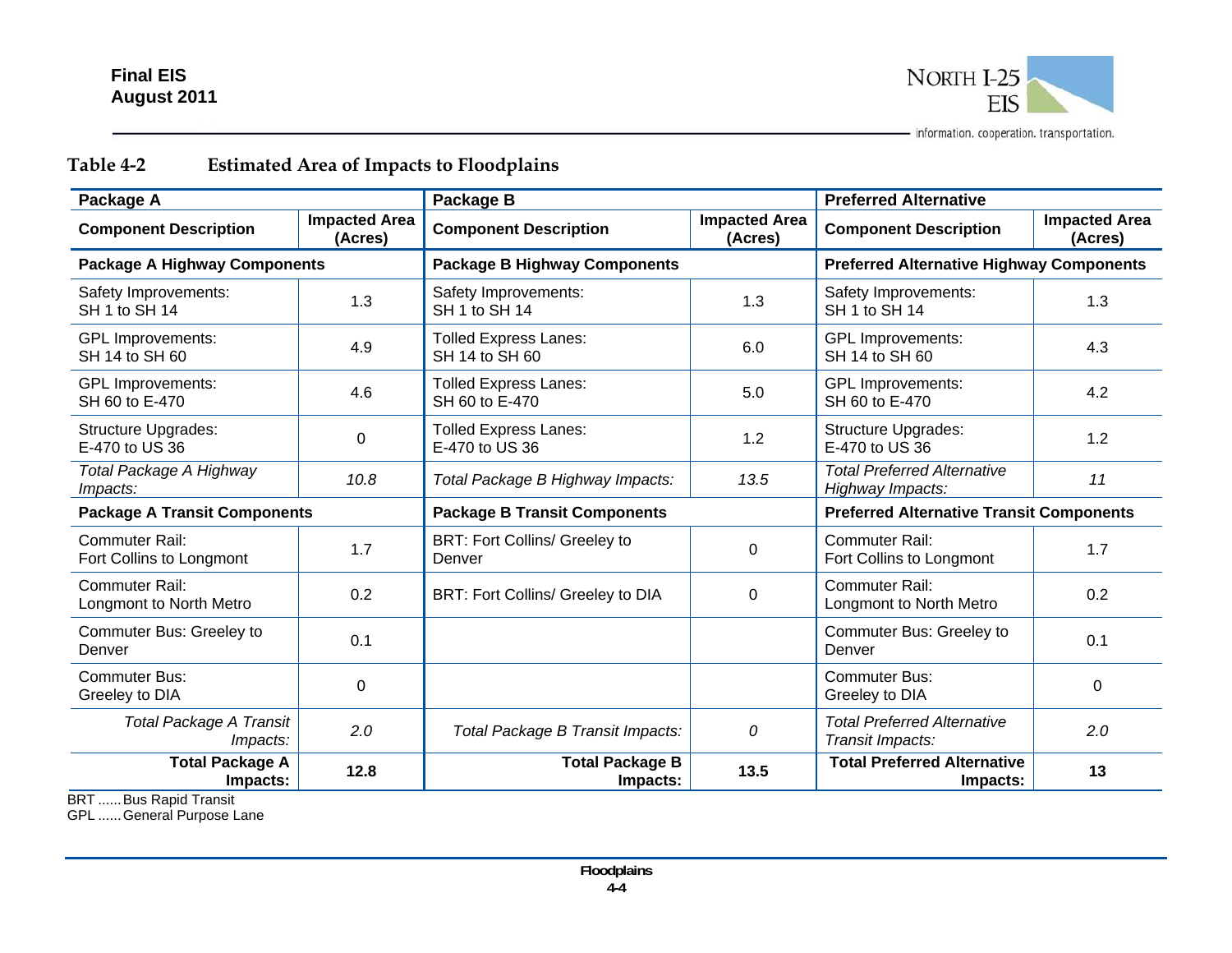**Table 4-2 Estimated Area of Impacts to Floodplains**

| Package A | | Package B | | Preferred Alternative | |
|---|---|---|---|---|---|
| **Component Description** | **Impacted Area (Acres)** | **Component Description** | **Impacted Area (Acres)** | **Component Description** | **Impacted Area (Acres)** |
| **Package A Highway Components** | | **Package B Highway Components** | | **Preferred Alternative Highway Components** | |
| Safety Improvements: SH 1 to SH 14 | 1.3 | Safety Improvements: SH 1 to SH 14 | 1.3 | Safety Improvements: SH 1 to SH 14 | 1.3 |
| GPL Improvements: SH 14 to SH 60 | 4.9 | Tolled Express Lanes: SH 14 to SH 60 | 6.0 | GPL Improvements: SH 14 to SH 60 | 4.3 |
| GPL Improvements: SH 60 to E-470 | 4.6 | Tolled Express Lanes: SH 60 to E-470 | 5.0 | GPL Improvements: SH 60 to E-470 | 4.2 |
| Structure Upgrades: E-470 to US 36 | 0 | Tolled Express Lanes: E-470 to US 36 | 1.2 | Structure Upgrades: E-470 to US 36 | 1.2 |
| *Total Package A Highway Impacts:* | *10.8* | *Total Package B Highway Impacts:* | *13.5* | *Total Preferred Alternative Highway Impacts:* | *11* |
| **Package A Transit Components** | | **Package B Transit Components** | | **Preferred Alternative Transit Components** | |
| Commuter Rail: Fort Collins to Longmont | 1.7 | BRT: Fort Collins/ Greeley to Denver | 0 | Commuter Rail: Fort Collins to Longmont | 1.7 |
| Commuter Rail: Longmont to North Metro | 0.2 | BRT: Fort Collins/ Greeley to DIA | 0 | Commuter Rail: Longmont to North Metro | 0.2 |
| Commuter Bus: Greeley to Denver | 0.1 | | | Commuter Bus: Greeley to Denver | 0.1 |
| Commuter Bus: Greeley to DIA | 0 | | | Commuter Bus: Greeley to DIA | 0 |
| *Total Package A Transit Impacts:* | *2.0* | *Total Package B Transit Impacts:* | *0* | *Total Preferred Alternative Transit Impacts:* | *2.0* |
| **Total Package A Impacts:** | **12.8** | **Total Package B Impacts:** | **13.5** | **Total Preferred Alternative Impacts:** | **13** |

BRT ...... Bus Rapid Transit
GPL ...... General Purpose Lane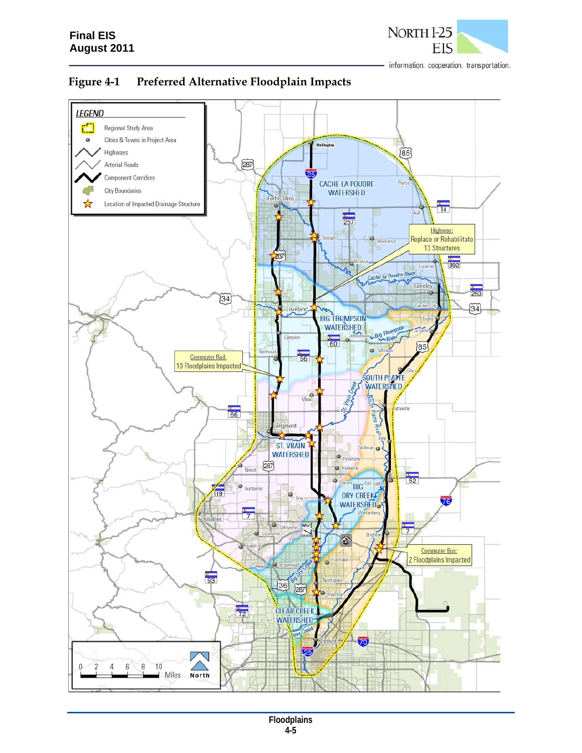## Figure 4-1 Preferred Alternative Floodplain Impacts

LEGEND

- Regional Study Area
- Cities & Towns in Project Area
- Highways
- Arterial Roads
- Component Corridors
- City Boundaries
- Location of Impacted Drainage Structure

Highway: Replace or Rehabilitate 13 Structures

Commuter Rail: 10 Floodplains Impacted

Commuter Bus: 2 Floodplains Impacted

CACHE LA POUDRE WATERSHED

BIG THOMPSON WATERSHED

SOUTH PLATTE WATERSHED

ST. VRAIN WATERSHED

BIG DRY CREEK WATERSHED

CLEAR CREEK WATERSHED

0 2 4 6 8 10 Miles North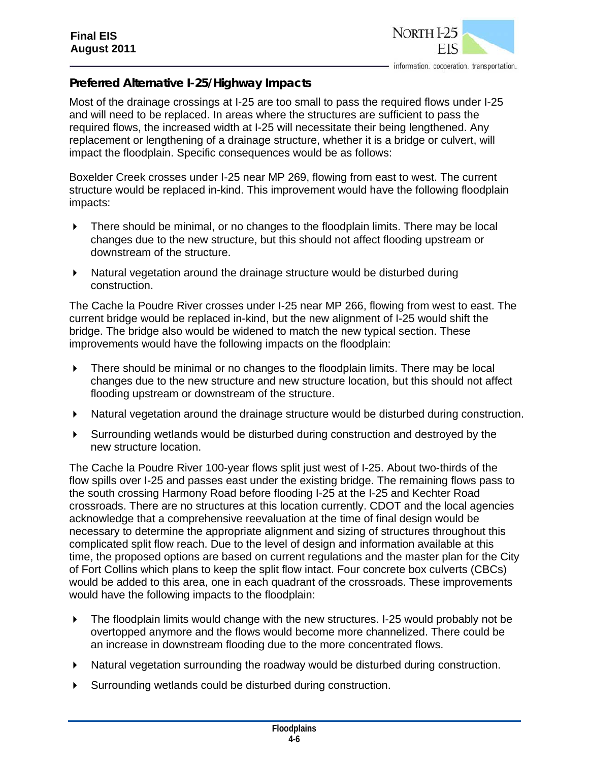### Preferred Alternative I-25/Highway Impacts

Most of the drainage crossings at I-25 are too small to pass the required flows under I-25 and will need to be replaced. In areas where the structures are sufficient to pass the required flows, the increased width at I-25 will necessitate their being lengthened. Any replacement or lengthening of a drainage structure, whether it is a bridge or culvert, will impact the floodplain. Specific consequences would be as follows:

Boxelder Creek crosses under I-25 near MP 269, flowing from east to west. The current structure would be replaced in-kind. This improvement would have the following floodplain impacts:

- There should be minimal, or no changes to the floodplain limits. There may be local changes due to the new structure, but this should not affect flooding upstream or downstream of the structure.
- Natural vegetation around the drainage structure would be disturbed during construction.

The Cache la Poudre River crosses under I-25 near MP 266, flowing from west to east. The current bridge would be replaced in-kind, but the new alignment of I-25 would shift the bridge. The bridge also would be widened to match the new typical section. These improvements would have the following impacts on the floodplain:

- There should be minimal or no changes to the floodplain limits. There may be local changes due to the new structure and new structure location, but this should not affect flooding upstream or downstream of the structure.
- Natural vegetation around the drainage structure would be disturbed during construction.
- Surrounding wetlands would be disturbed during construction and destroyed by the new structure location.

The Cache la Poudre River 100-year flows split just west of I-25. About two-thirds of the flow spills over I-25 and passes east under the existing bridge. The remaining flows pass to the south crossing Harmony Road before flooding I-25 at the I-25 and Kechter Road crossroads. There are no structures at this location currently. CDOT and the local agencies acknowledge that a comprehensive reevaluation at the time of final design would be necessary to determine the appropriate alignment and sizing of structures throughout this complicated split flow reach. Due to the level of design and information available at this time, the proposed options are based on current regulations and the master plan for the City of Fort Collins which plans to keep the split flow intact. Four concrete box culverts (CBCs) would be added to this area, one in each quadrant of the crossroads. These improvements would have the following impacts to the floodplain:

- The floodplain limits would change with the new structures. I-25 would probably not be overtopped anymore and the flows would become more channelized. There could be an increase in downstream flooding due to the more concentrated flows.
- Natural vegetation surrounding the roadway would be disturbed during construction.
- Surrounding wetlands could be disturbed during construction.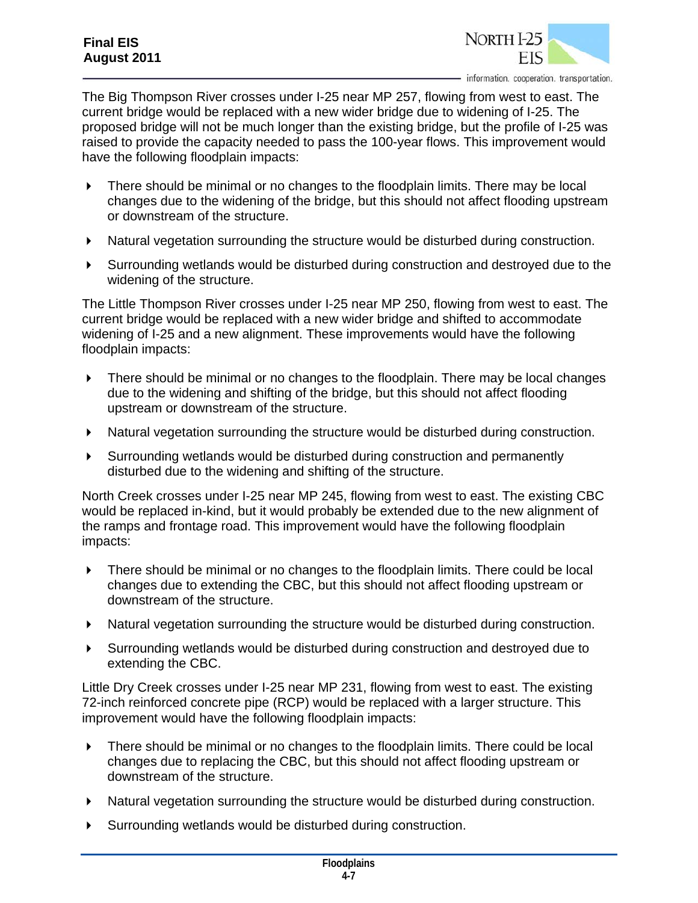The Big Thompson River crosses under I-25 near MP 257, flowing from west to east. The current bridge would be replaced with a new wider bridge due to widening of I-25. The proposed bridge will not be much longer than the existing bridge, but the profile of I-25 was raised to provide the capacity needed to pass the 100-year flows. This improvement would have the following floodplain impacts:

- There should be minimal or no changes to the floodplain limits. There may be local changes due to the widening of the bridge, but this should not affect flooding upstream or downstream of the structure.
- Natural vegetation surrounding the structure would be disturbed during construction.
- Surrounding wetlands would be disturbed during construction and destroyed due to the widening of the structure.

The Little Thompson River crosses under I-25 near MP 250, flowing from west to east. The current bridge would be replaced with a new wider bridge and shifted to accommodate widening of I-25 and a new alignment. These improvements would have the following floodplain impacts:

- There should be minimal or no changes to the floodplain. There may be local changes due to the widening and shifting of the bridge, but this should not affect flooding upstream or downstream of the structure.
- Natural vegetation surrounding the structure would be disturbed during construction.
- Surrounding wetlands would be disturbed during construction and permanently disturbed due to the widening and shifting of the structure.

North Creek crosses under I-25 near MP 245, flowing from west to east. The existing CBC would be replaced in-kind, but it would probably be extended due to the new alignment of the ramps and frontage road. This improvement would have the following floodplain impacts:

- There should be minimal or no changes to the floodplain limits. There could be local changes due to extending the CBC, but this should not affect flooding upstream or downstream of the structure.
- Natural vegetation surrounding the structure would be disturbed during construction.
- Surrounding wetlands would be disturbed during construction and destroyed due to extending the CBC.

Little Dry Creek crosses under I-25 near MP 231, flowing from west to east. The existing 72-inch reinforced concrete pipe (RCP) would be replaced with a larger structure. This improvement would have the following floodplain impacts:

- There should be minimal or no changes to the floodplain limits. There could be local changes due to replacing the CBC, but this should not affect flooding upstream or downstream of the structure.
- Natural vegetation surrounding the structure would be disturbed during construction.
- Surrounding wetlands would be disturbed during construction.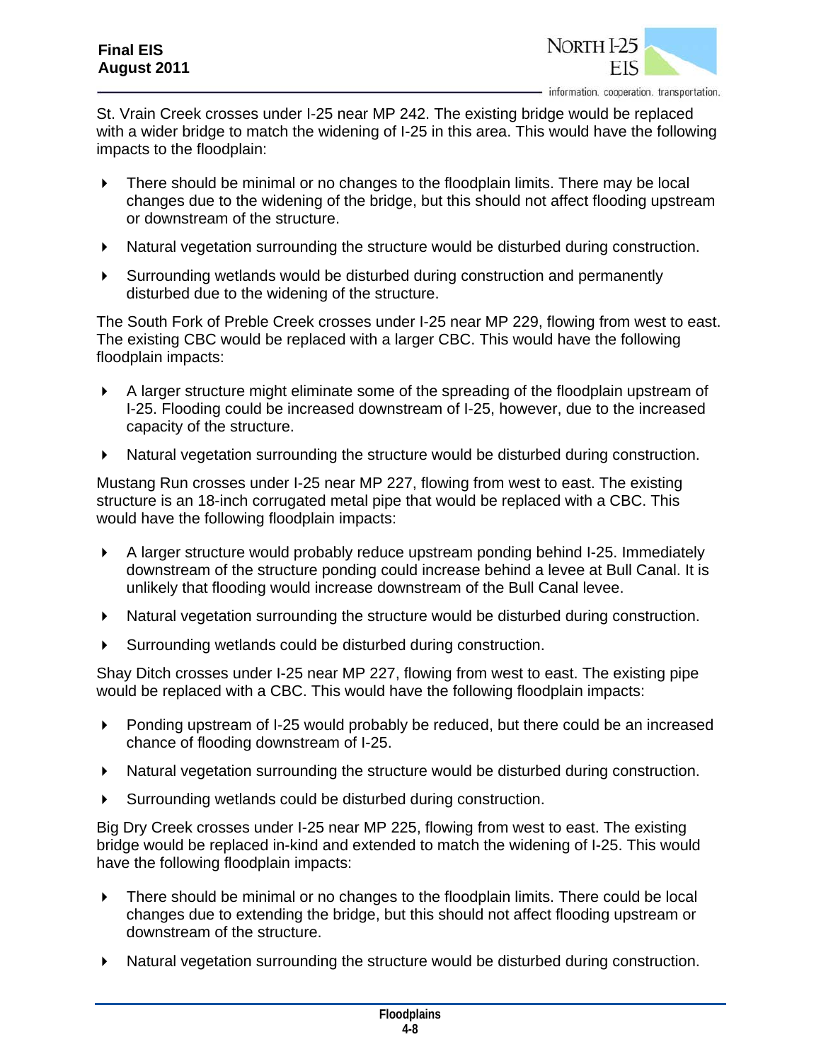St. Vrain Creek crosses under I-25 near MP 242. The existing bridge would be replaced with a wider bridge to match the widening of I-25 in this area. This would have the following impacts to the floodplain:

- There should be minimal or no changes to the floodplain limits. There may be local changes due to the widening of the bridge, but this should not affect flooding upstream or downstream of the structure.
- Natural vegetation surrounding the structure would be disturbed during construction.
- Surrounding wetlands would be disturbed during construction and permanently disturbed due to the widening of the structure.

The South Fork of Preble Creek crosses under I-25 near MP 229, flowing from west to east. The existing CBC would be replaced with a larger CBC. This would have the following floodplain impacts:

- A larger structure might eliminate some of the spreading of the floodplain upstream of I-25. Flooding could be increased downstream of I-25, however, due to the increased capacity of the structure.
- Natural vegetation surrounding the structure would be disturbed during construction.

Mustang Run crosses under I-25 near MP 227, flowing from west to east. The existing structure is an 18-inch corrugated metal pipe that would be replaced with a CBC. This would have the following floodplain impacts:

- A larger structure would probably reduce upstream ponding behind I-25. Immediately downstream of the structure ponding could increase behind a levee at Bull Canal. It is unlikely that flooding would increase downstream of the Bull Canal levee.
- Natural vegetation surrounding the structure would be disturbed during construction.
- Surrounding wetlands could be disturbed during construction.

Shay Ditch crosses under I-25 near MP 227, flowing from west to east. The existing pipe would be replaced with a CBC. This would have the following floodplain impacts:

- Ponding upstream of I-25 would probably be reduced, but there could be an increased chance of flooding downstream of I-25.
- Natural vegetation surrounding the structure would be disturbed during construction.
- Surrounding wetlands could be disturbed during construction.

Big Dry Creek crosses under I-25 near MP 225, flowing from west to east. The existing bridge would be replaced in-kind and extended to match the widening of I-25. This would have the following floodplain impacts:

- There should be minimal or no changes to the floodplain limits. There could be local changes due to extending the bridge, but this should not affect flooding upstream or downstream of the structure.
- Natural vegetation surrounding the structure would be disturbed during construction.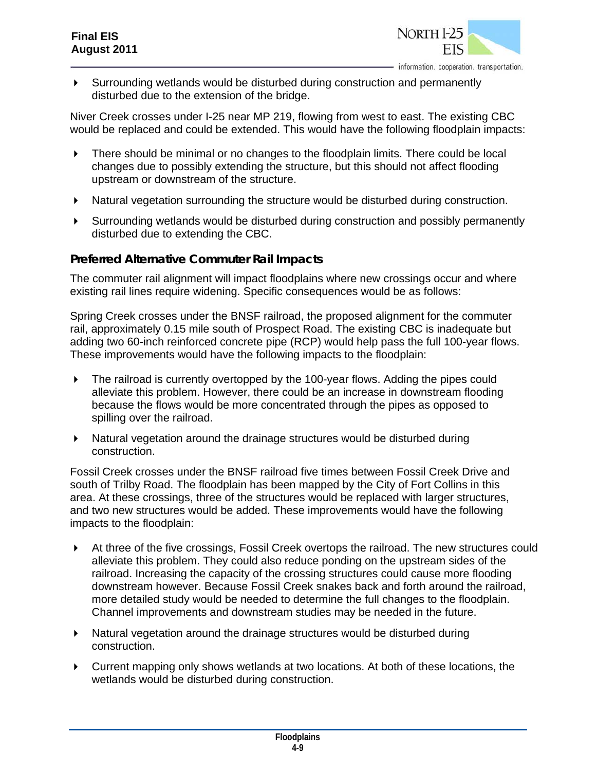- Surrounding wetlands would be disturbed during construction and permanently disturbed due to the extension of the bridge.

Niver Creek crosses under I-25 near MP 219, flowing from west to east. The existing CBC would be replaced and could be extended. This would have the following floodplain impacts:

- There should be minimal or no changes to the floodplain limits. There could be local changes due to possibly extending the structure, but this should not affect flooding upstream or downstream of the structure.
- Natural vegetation surrounding the structure would be disturbed during construction.
- Surrounding wetlands would be disturbed during construction and possibly permanently disturbed due to extending the CBC.

### Preferred Alternative Commuter Rail Impacts

The commuter rail alignment will impact floodplains where new crossings occur and where existing rail lines require widening. Specific consequences would be as follows:

Spring Creek crosses under the BNSF railroad, the proposed alignment for the commuter rail, approximately 0.15 mile south of Prospect Road. The existing CBC is inadequate but adding two 60-inch reinforced concrete pipe (RCP) would help pass the full 100-year flows. These improvements would have the following impacts to the floodplain:

- The railroad is currently overtopped by the 100-year flows. Adding the pipes could alleviate this problem. However, there could be an increase in downstream flooding because the flows would be more concentrated through the pipes as opposed to spilling over the railroad.
- Natural vegetation around the drainage structures would be disturbed during construction.

Fossil Creek crosses under the BNSF railroad five times between Fossil Creek Drive and south of Trilby Road. The floodplain has been mapped by the City of Fort Collins in this area. At these crossings, three of the structures would be replaced with larger structures, and two new structures would be added. These improvements would have the following impacts to the floodplain:

- At three of the five crossings, Fossil Creek overtops the railroad. The new structures could alleviate this problem. They could also reduce ponding on the upstream sides of the railroad. Increasing the capacity of the crossing structures could cause more flooding downstream however. Because Fossil Creek snakes back and forth around the railroad, more detailed study would be needed to determine the full changes to the floodplain. Channel improvements and downstream studies may be needed in the future.
- Natural vegetation around the drainage structures would be disturbed during construction.
- Current mapping only shows wetlands at two locations. At both of these locations, the wetlands would be disturbed during construction.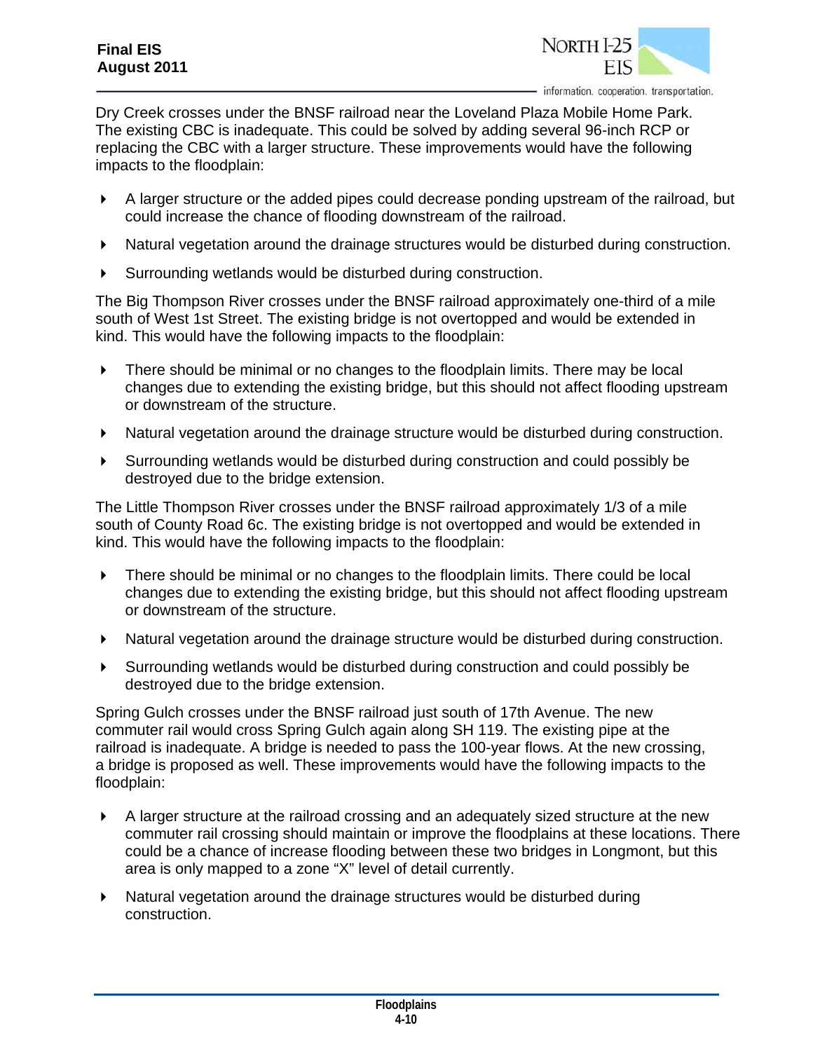Dry Creek crosses under the BNSF railroad near the Loveland Plaza Mobile Home Park. The existing CBC is inadequate. This could be solved by adding several 96-inch RCP or replacing the CBC with a larger structure. These improvements would have the following impacts to the floodplain:

- A larger structure or the added pipes could decrease ponding upstream of the railroad, but could increase the chance of flooding downstream of the railroad.
- Natural vegetation around the drainage structures would be disturbed during construction.
- Surrounding wetlands would be disturbed during construction.

The Big Thompson River crosses under the BNSF railroad approximately one-third of a mile south of West 1st Street. The existing bridge is not overtopped and would be extended in kind. This would have the following impacts to the floodplain:

- There should be minimal or no changes to the floodplain limits. There may be local changes due to extending the existing bridge, but this should not affect flooding upstream or downstream of the structure.
- Natural vegetation around the drainage structure would be disturbed during construction.
- Surrounding wetlands would be disturbed during construction and could possibly be destroyed due to the bridge extension.

The Little Thompson River crosses under the BNSF railroad approximately 1/3 of a mile south of County Road 6c. The existing bridge is not overtopped and would be extended in kind. This would have the following impacts to the floodplain:

- There should be minimal or no changes to the floodplain limits. There could be local changes due to extending the existing bridge, but this should not affect flooding upstream or downstream of the structure.
- Natural vegetation around the drainage structure would be disturbed during construction.
- Surrounding wetlands would be disturbed during construction and could possibly be destroyed due to the bridge extension.

Spring Gulch crosses under the BNSF railroad just south of 17th Avenue. The new commuter rail would cross Spring Gulch again along SH 119. The existing pipe at the railroad is inadequate. A bridge is needed to pass the 100-year flows. At the new crossing, a bridge is proposed as well. These improvements would have the following impacts to the floodplain:

- A larger structure at the railroad crossing and an adequately sized structure at the new commuter rail crossing should maintain or improve the floodplains at these locations. There could be a chance of increase flooding between these two bridges in Longmont, but this area is only mapped to a zone "X" level of detail currently.
- Natural vegetation around the drainage structures would be disturbed during construction.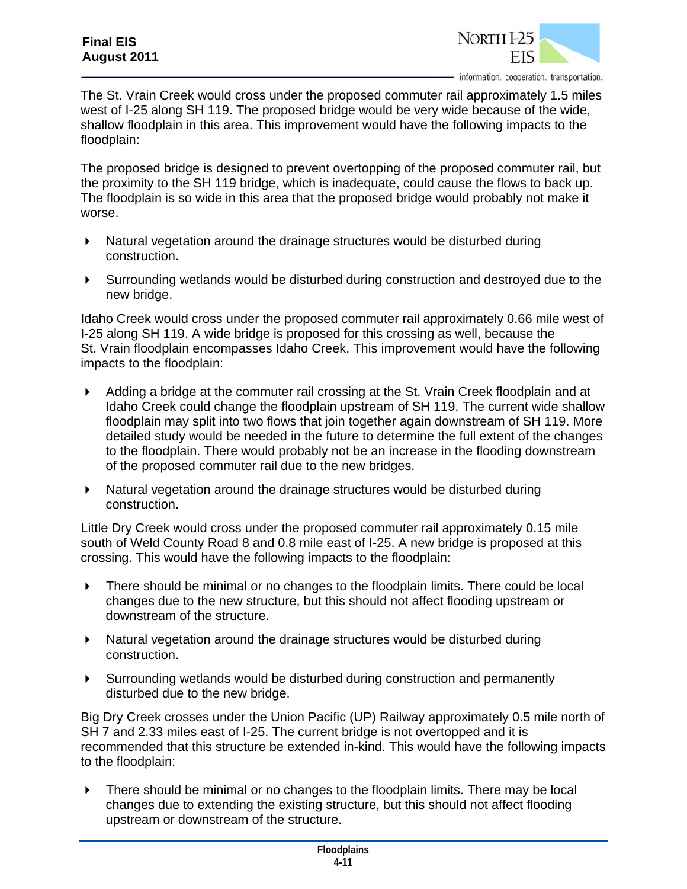The St. Vrain Creek would cross under the proposed commuter rail approximately 1.5 miles west of I-25 along SH 119. The proposed bridge would be very wide because of the wide, shallow floodplain in this area. This improvement would have the following impacts to the floodplain:

The proposed bridge is designed to prevent overtopping of the proposed commuter rail, but the proximity to the SH 119 bridge, which is inadequate, could cause the flows to back up. The floodplain is so wide in this area that the proposed bridge would probably not make it worse.

- Natural vegetation around the drainage structures would be disturbed during construction.
- Surrounding wetlands would be disturbed during construction and destroyed due to the new bridge.

Idaho Creek would cross under the proposed commuter rail approximately 0.66 mile west of I-25 along SH 119. A wide bridge is proposed for this crossing as well, because the St. Vrain floodplain encompasses Idaho Creek. This improvement would have the following impacts to the floodplain:

- Adding a bridge at the commuter rail crossing at the St. Vrain Creek floodplain and at Idaho Creek could change the floodplain upstream of SH 119. The current wide shallow floodplain may split into two flows that join together again downstream of SH 119. More detailed study would be needed in the future to determine the full extent of the changes to the floodplain. There would probably not be an increase in the flooding downstream of the proposed commuter rail due to the new bridges.
- Natural vegetation around the drainage structures would be disturbed during construction.

Little Dry Creek would cross under the proposed commuter rail approximately 0.15 mile south of Weld County Road 8 and 0.8 mile east of I-25. A new bridge is proposed at this crossing. This would have the following impacts to the floodplain:

- There should be minimal or no changes to the floodplain limits. There could be local changes due to the new structure, but this should not affect flooding upstream or downstream of the structure.
- Natural vegetation around the drainage structures would be disturbed during construction.
- Surrounding wetlands would be disturbed during construction and permanently disturbed due to the new bridge.

Big Dry Creek crosses under the Union Pacific (UP) Railway approximately 0.5 mile north of SH 7 and 2.33 miles east of I-25. The current bridge is not overtopped and it is recommended that this structure be extended in-kind. This would have the following impacts to the floodplain:

- There should be minimal or no changes to the floodplain limits. There may be local changes due to extending the existing structure, but this should not affect flooding upstream or downstream of the structure.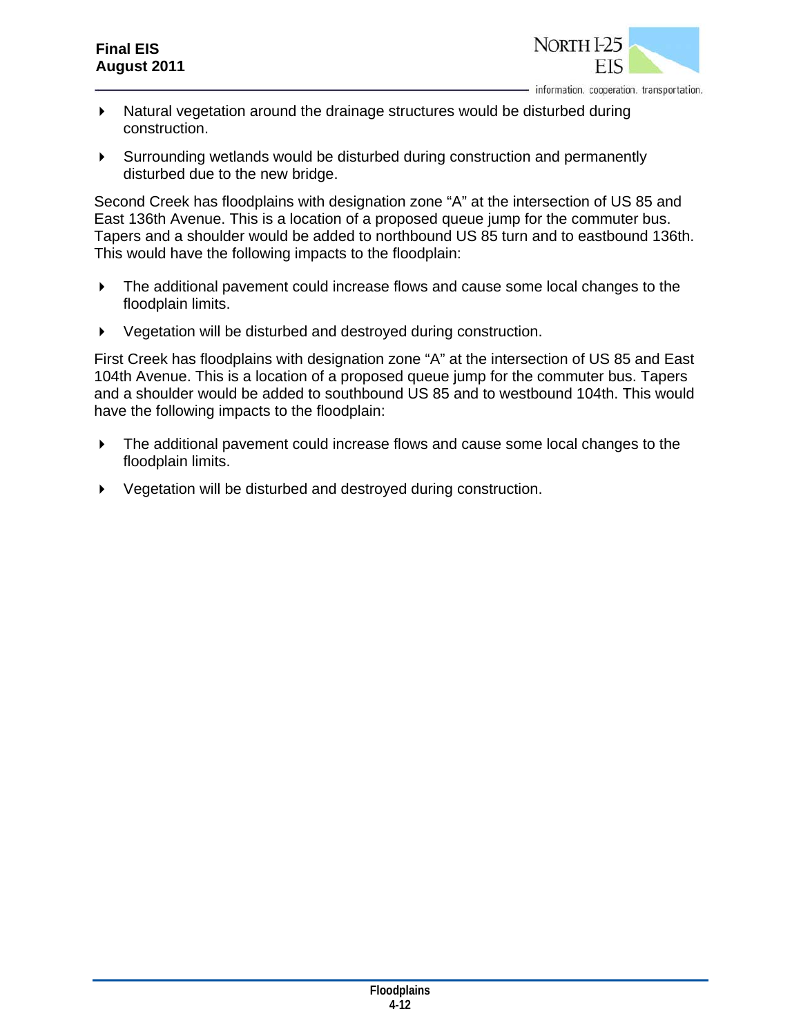- Natural vegetation around the drainage structures would be disturbed during construction.
- Surrounding wetlands would be disturbed during construction and permanently disturbed due to the new bridge.

Second Creek has floodplains with designation zone "A" at the intersection of US 85 and East 136th Avenue. This is a location of a proposed queue jump for the commuter bus. Tapers and a shoulder would be added to northbound US 85 turn and to eastbound 136th. This would have the following impacts to the floodplain:

- The additional pavement could increase flows and cause some local changes to the floodplain limits.
- Vegetation will be disturbed and destroyed during construction.

First Creek has floodplains with designation zone "A" at the intersection of US 85 and East 104th Avenue. This is a location of a proposed queue jump for the commuter bus. Tapers and a shoulder would be added to southbound US 85 and to westbound 104th. This would have the following impacts to the floodplain:

- The additional pavement could increase flows and cause some local changes to the floodplain limits.
- Vegetation will be disturbed and destroyed during construction.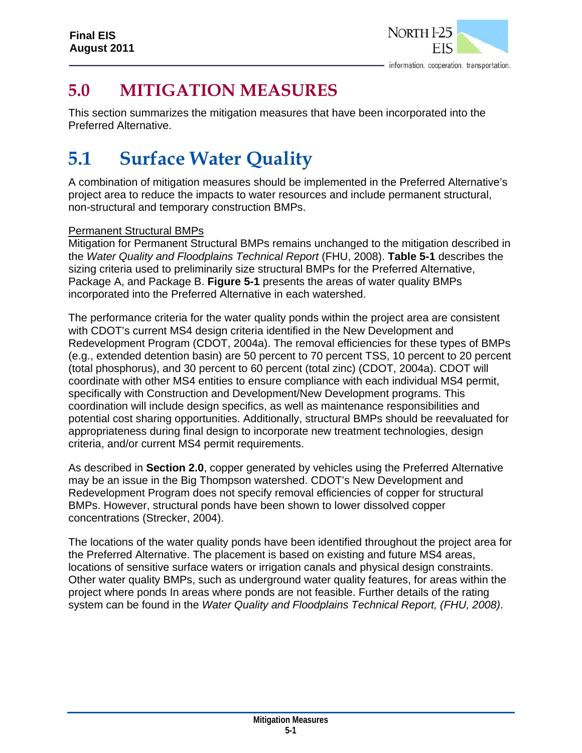# 5.0 MITIGATION MEASURES

This section summarizes the mitigation measures that have been incorporated into the Preferred Alternative.

# 5.1 Surface Water Quality

A combination of mitigation measures should be implemented in the Preferred Alternative's project area to reduce the impacts to water resources and include permanent structural, non-structural and temporary construction BMPs.

<u>Permanent Structural BMPs</u>

Mitigation for Permanent Structural BMPs remains unchanged to the mitigation described in the *Water Quality and Floodplains Technical Report* (FHU, 2008). **Table 5-1** describes the sizing criteria used to preliminarily size structural BMPs for the Preferred Alternative, Package A, and Package B. **Figure 5-1** presents the areas of water quality BMPs incorporated into the Preferred Alternative in each watershed.

The performance criteria for the water quality ponds within the project area are consistent with CDOT's current MS4 design criteria identified in the New Development and Redevelopment Program (CDOT, 2004a). The removal efficiencies for these types of BMPs (e.g., extended detention basin) are 50 percent to 70 percent TSS, 10 percent to 20 percent (total phosphorus), and 30 percent to 60 percent (total zinc) (CDOT, 2004a). CDOT will coordinate with other MS4 entities to ensure compliance with each individual MS4 permit, specifically with Construction and Development/New Development programs. This coordination will include design specifics, as well as maintenance responsibilities and potential cost sharing opportunities. Additionally, structural BMPs should be reevaluated for appropriateness during final design to incorporate new treatment technologies, design criteria, and/or current MS4 permit requirements.

As described in **Section 2.0**, copper generated by vehicles using the Preferred Alternative may be an issue in the Big Thompson watershed. CDOT's New Development and Redevelopment Program does not specify removal efficiencies of copper for structural BMPs. However, structural ponds have been shown to lower dissolved copper concentrations (Strecker, 2004).

The locations of the water quality ponds have been identified throughout the project area for the Preferred Alternative. The placement is based on existing and future MS4 areas, locations of sensitive surface waters or irrigation canals and physical design constraints. Other water quality BMPs, such as underground water quality features, for areas within the project where ponds In areas where ponds are not feasible. Further details of the rating system can be found in the *Water Quality and Floodplains Technical Report, (FHU, 2008)*.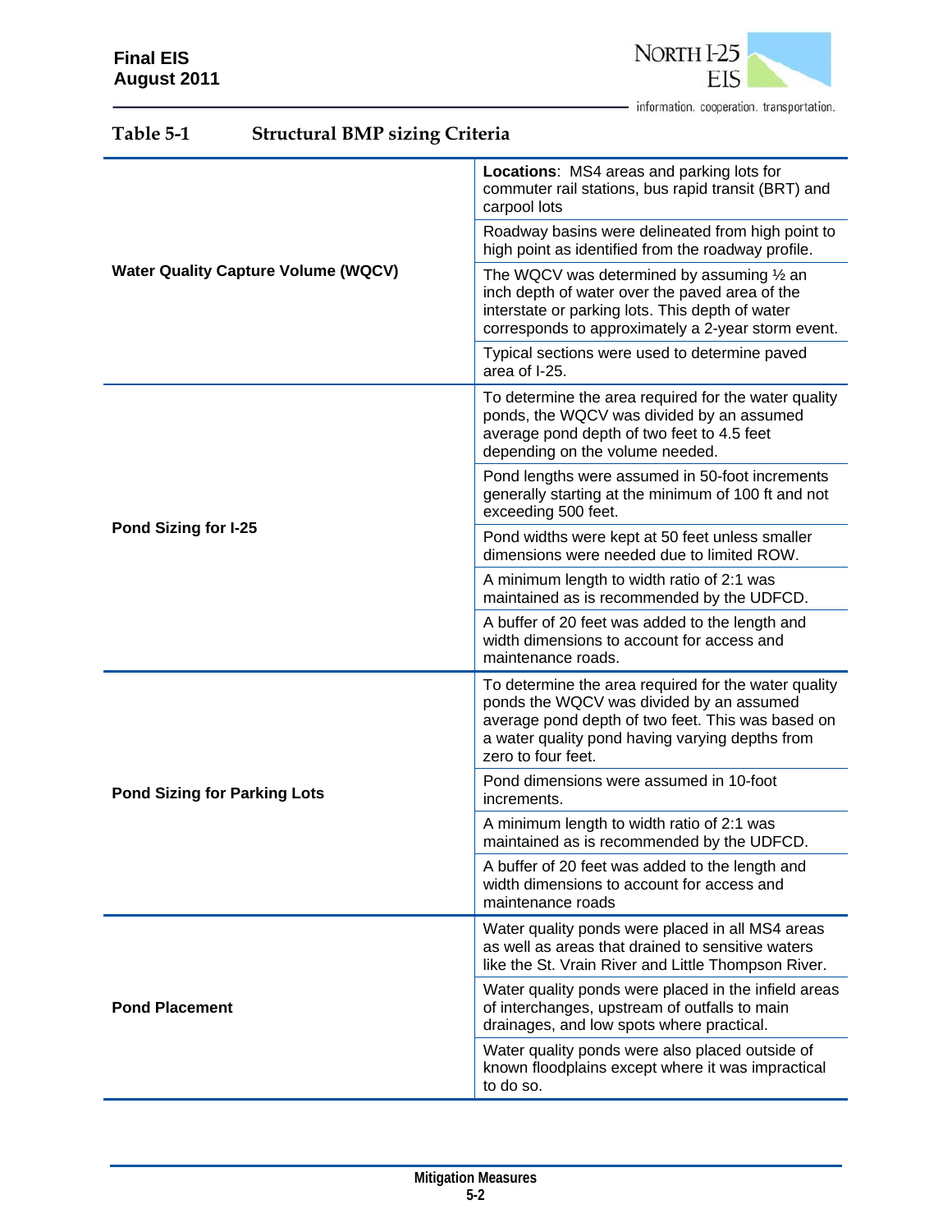### Table 5-1 Structural BMP sizing Criteria

| | |
|---|---|
| Water Quality Capture Volume (WQCV) | **Locations**: MS4 areas and parking lots for commuter rail stations, bus rapid transit (BRT) and carpool lots |
| | Roadway basins were delineated from high point to high point as identified from the roadway profile. |
| | The WQCV was determined by assuming ½ an inch depth of water over the paved area of the interstate or parking lots. This depth of water corresponds to approximately a 2-year storm event. |
| | Typical sections were used to determine paved area of I-25. |
| Pond Sizing for I-25 | To determine the area required for the water quality ponds, the WQCV was divided by an assumed average pond depth of two feet to 4.5 feet depending on the volume needed. |
| | Pond lengths were assumed in 50-foot increments generally starting at the minimum of 100 ft and not exceeding 500 feet. |
| | Pond widths were kept at 50 feet unless smaller dimensions were needed due to limited ROW. |
| | A minimum length to width ratio of 2:1 was maintained as is recommended by the UDFCD. |
| | A buffer of 20 feet was added to the length and width dimensions to account for access and maintenance roads. |
| Pond Sizing for Parking Lots | To determine the area required for the water quality ponds the WQCV was divided by an assumed average pond depth of two feet. This was based on a water quality pond having varying depths from zero to four feet. |
| | Pond dimensions were assumed in 10-foot increments. |
| | A minimum length to width ratio of 2:1 was maintained as is recommended by the UDFCD. |
| | A buffer of 20 feet was added to the length and width dimensions to account for access and maintenance roads |
| Pond Placement | Water quality ponds were placed in all MS4 areas as well as areas that drained to sensitive waters like the St. Vrain River and Little Thompson River. |
| | Water quality ponds were placed in the infield areas of interchanges, upstream of outfalls to main drainages, and low spots where practical. |
| | Water quality ponds were also placed outside of known floodplains except where it was impractical to do so. |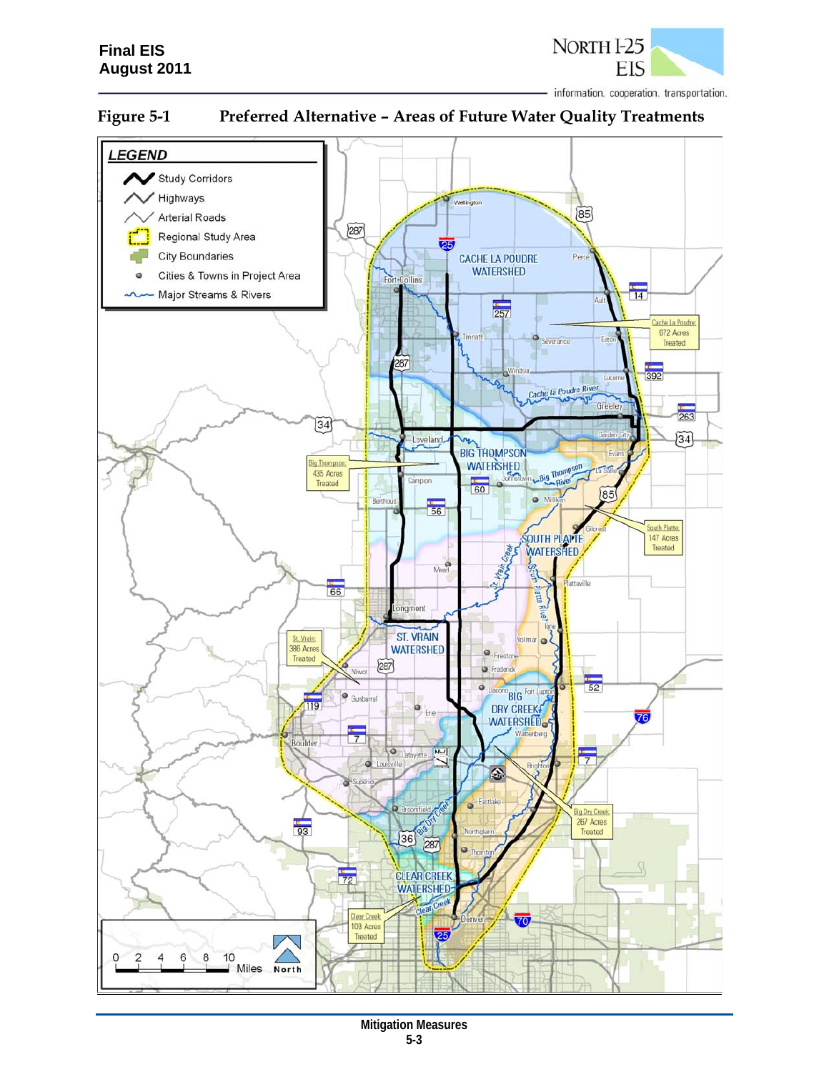**Figure 5-1 Preferred Alternative – Areas of Future Water Quality Treatments**

LEGEND

- Study Corridors
- Highways
- Arterial Roads
- Regional Study Area
- City Boundaries
- Cities & Towns in Project Area
- Major Streams & Rivers

Cache La Poudre: 672 Acres Treated

Big Thompson: 435 Acres Treated

South Platte: 147 Acres Treated

St. Vrain: 386 Acres Treated

Big Dry Creek: 267 Acres Treated

Clear Creek: 103 Acres Treated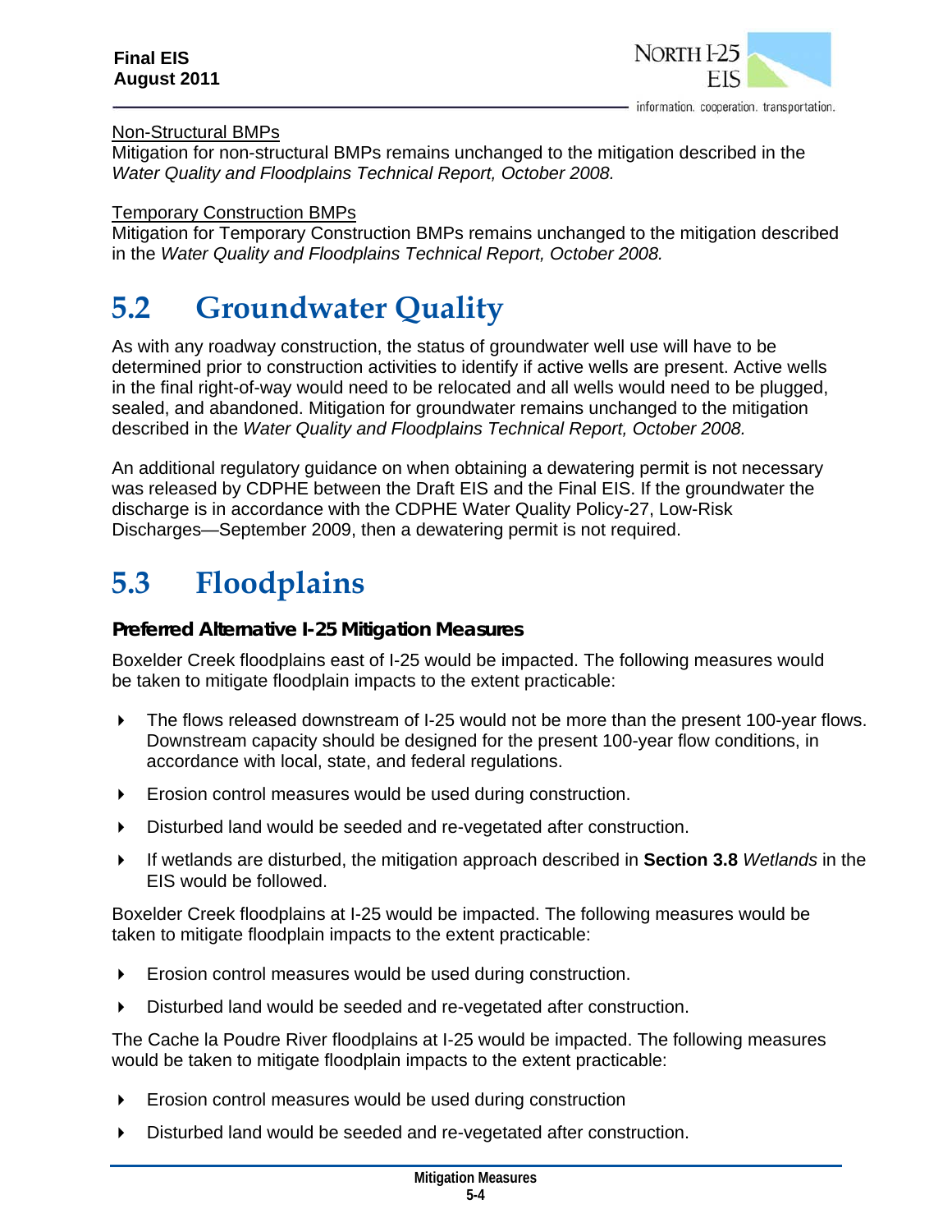Non-Structural BMPs

Mitigation for non-structural BMPs remains unchanged to the mitigation described in the *Water Quality and Floodplains Technical Report, October 2008.*

Temporary Construction BMPs

Mitigation for Temporary Construction BMPs remains unchanged to the mitigation described in the *Water Quality and Floodplains Technical Report, October 2008.*

# 5.2 Groundwater Quality

As with any roadway construction, the status of groundwater well use will have to be determined prior to construction activities to identify if active wells are present. Active wells in the final right-of-way would need to be relocated and all wells would need to be plugged, sealed, and abandoned. Mitigation for groundwater remains unchanged to the mitigation described in the *Water Quality and Floodplains Technical Report, October 2008.*

An additional regulatory guidance on when obtaining a dewatering permit is not necessary was released by CDPHE between the Draft EIS and the Final EIS. If the groundwater the discharge is in accordance with the CDPHE Water Quality Policy-27, Low-Risk Discharges—September 2009, then a dewatering permit is not required.

# 5.3 Floodplains

### Preferred Alternative I-25 Mitigation Measures

Boxelder Creek floodplains east of I-25 would be impacted. The following measures would be taken to mitigate floodplain impacts to the extent practicable:

- The flows released downstream of I-25 would not be more than the present 100-year flows. Downstream capacity should be designed for the present 100-year flow conditions, in accordance with local, state, and federal regulations.
- Erosion control measures would be used during construction.
- Disturbed land would be seeded and re-vegetated after construction.
- If wetlands are disturbed, the mitigation approach described in **Section 3.8** *Wetlands* in the EIS would be followed.

Boxelder Creek floodplains at I-25 would be impacted. The following measures would be taken to mitigate floodplain impacts to the extent practicable:

- Erosion control measures would be used during construction.
- Disturbed land would be seeded and re-vegetated after construction.

The Cache la Poudre River floodplains at I-25 would be impacted. The following measures would be taken to mitigate floodplain impacts to the extent practicable:

- Erosion control measures would be used during construction
- Disturbed land would be seeded and re-vegetated after construction.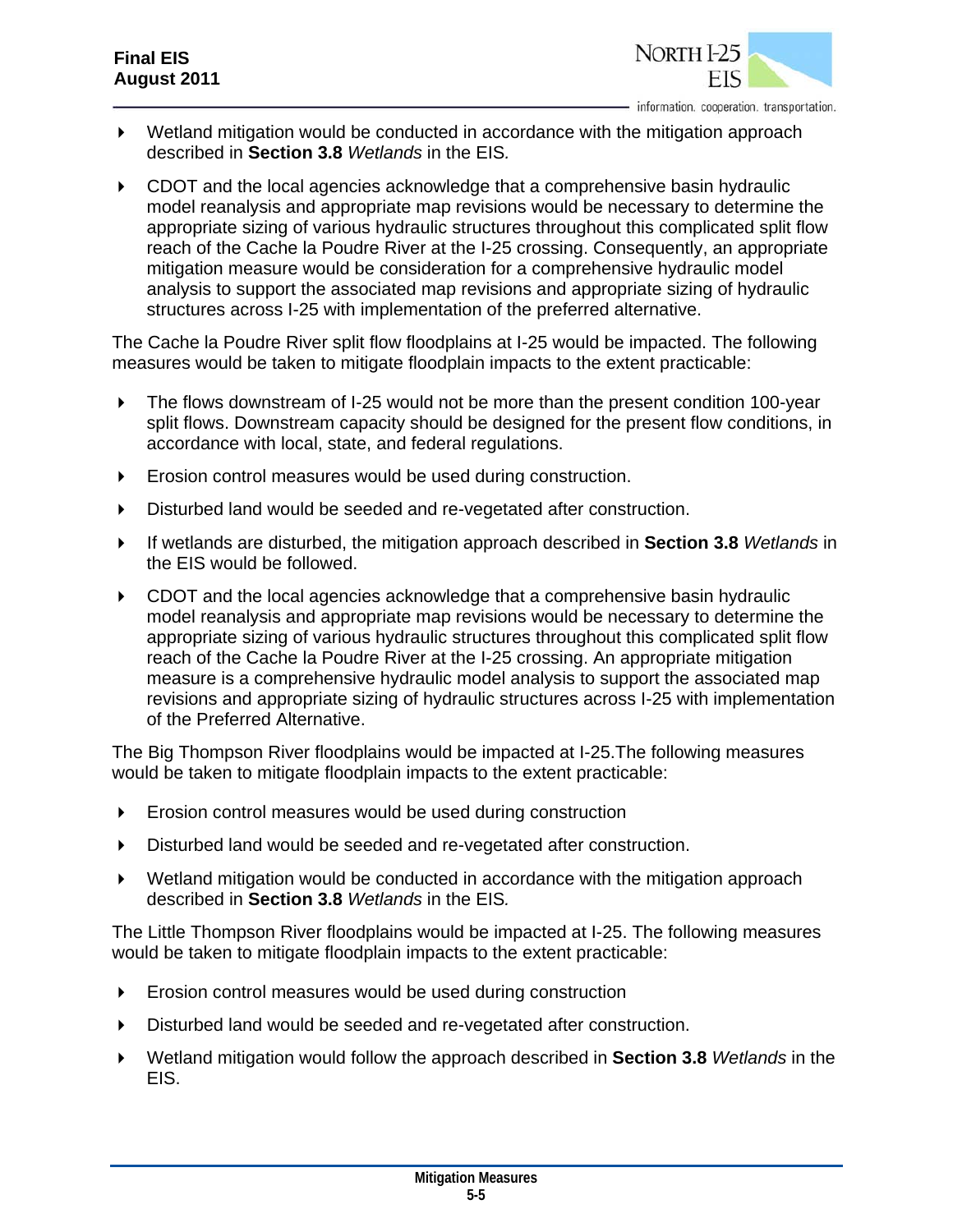- Wetland mitigation would be conducted in accordance with the mitigation approach described in **Section 3.8** *Wetlands* in the EIS*.*
- CDOT and the local agencies acknowledge that a comprehensive basin hydraulic model reanalysis and appropriate map revisions would be necessary to determine the appropriate sizing of various hydraulic structures throughout this complicated split flow reach of the Cache la Poudre River at the I-25 crossing. Consequently, an appropriate mitigation measure would be consideration for a comprehensive hydraulic model analysis to support the associated map revisions and appropriate sizing of hydraulic structures across I-25 with implementation of the preferred alternative.

The Cache la Poudre River split flow floodplains at I-25 would be impacted. The following measures would be taken to mitigate floodplain impacts to the extent practicable:

- The flows downstream of I-25 would not be more than the present condition 100-year split flows. Downstream capacity should be designed for the present flow conditions, in accordance with local, state, and federal regulations.
- Erosion control measures would be used during construction.
- Disturbed land would be seeded and re-vegetated after construction.
- If wetlands are disturbed, the mitigation approach described in **Section 3.8** *Wetlands* in the EIS would be followed.
- CDOT and the local agencies acknowledge that a comprehensive basin hydraulic model reanalysis and appropriate map revisions would be necessary to determine the appropriate sizing of various hydraulic structures throughout this complicated split flow reach of the Cache la Poudre River at the I-25 crossing. An appropriate mitigation measure is a comprehensive hydraulic model analysis to support the associated map revisions and appropriate sizing of hydraulic structures across I-25 with implementation of the Preferred Alternative.

The Big Thompson River floodplains would be impacted at I-25.The following measures would be taken to mitigate floodplain impacts to the extent practicable:

- Erosion control measures would be used during construction
- Disturbed land would be seeded and re-vegetated after construction.
- Wetland mitigation would be conducted in accordance with the mitigation approach described in **Section 3.8** *Wetlands* in the EIS*.*

The Little Thompson River floodplains would be impacted at I-25. The following measures would be taken to mitigate floodplain impacts to the extent practicable:

- Erosion control measures would be used during construction
- Disturbed land would be seeded and re-vegetated after construction.
- Wetland mitigation would follow the approach described in **Section 3.8** *Wetlands* in the EIS.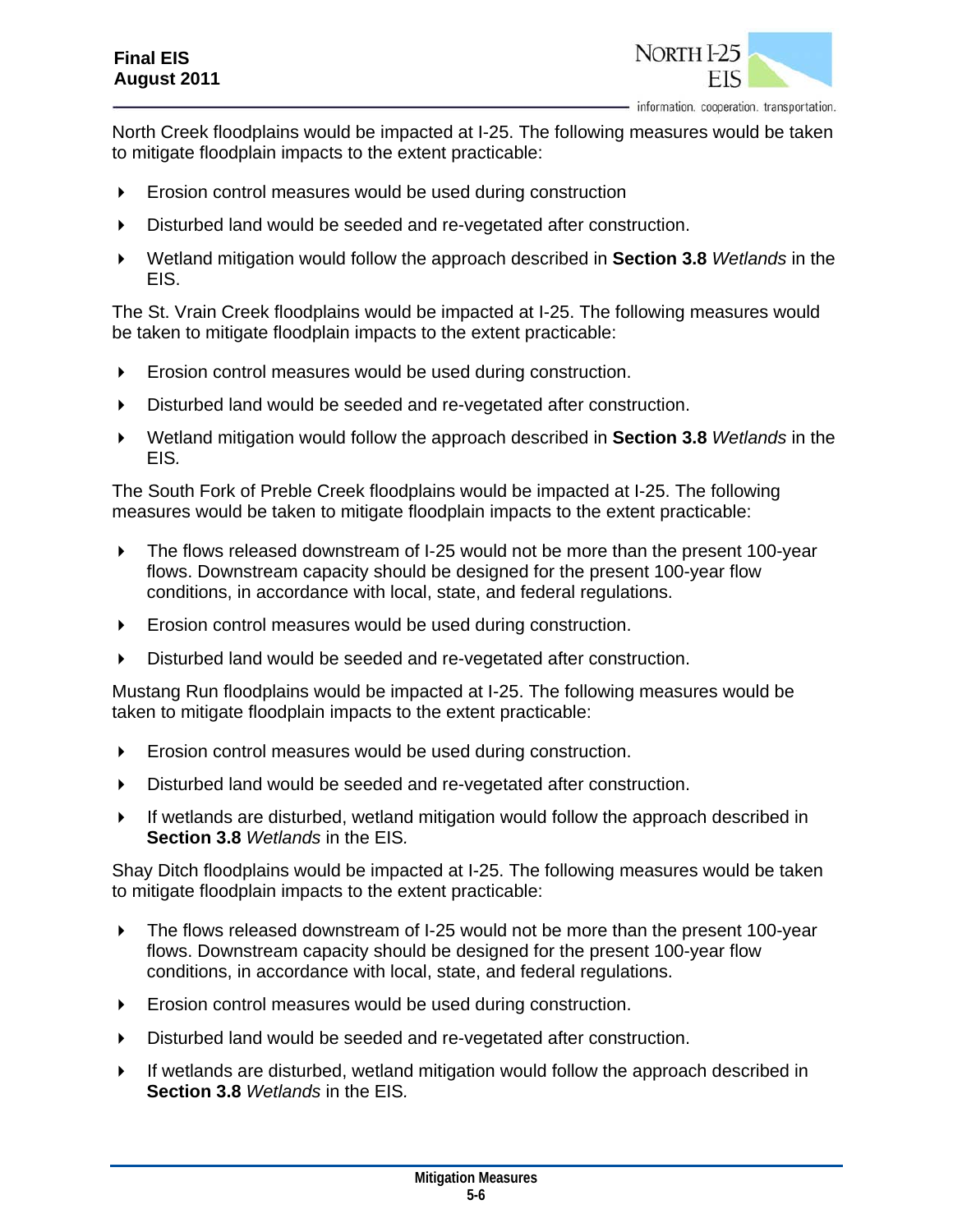North Creek floodplains would be impacted at I-25. The following measures would be taken to mitigate floodplain impacts to the extent practicable:

- Erosion control measures would be used during construction
- Disturbed land would be seeded and re-vegetated after construction.
- Wetland mitigation would follow the approach described in **Section 3.8** *Wetlands* in the EIS.

The St. Vrain Creek floodplains would be impacted at I-25. The following measures would be taken to mitigate floodplain impacts to the extent practicable:

- Erosion control measures would be used during construction.
- Disturbed land would be seeded and re-vegetated after construction.
- Wetland mitigation would follow the approach described in **Section 3.8** *Wetlands* in the EIS.

The South Fork of Preble Creek floodplains would be impacted at I-25. The following measures would be taken to mitigate floodplain impacts to the extent practicable:

- The flows released downstream of I-25 would not be more than the present 100-year flows. Downstream capacity should be designed for the present 100-year flow conditions, in accordance with local, state, and federal regulations.
- Erosion control measures would be used during construction.
- Disturbed land would be seeded and re-vegetated after construction.

Mustang Run floodplains would be impacted at I-25. The following measures would be taken to mitigate floodplain impacts to the extent practicable:

- Erosion control measures would be used during construction.
- Disturbed land would be seeded and re-vegetated after construction.
- If wetlands are disturbed, wetland mitigation would follow the approach described in **Section 3.8** *Wetlands* in the EIS.

Shay Ditch floodplains would be impacted at I-25. The following measures would be taken to mitigate floodplain impacts to the extent practicable:

- The flows released downstream of I-25 would not be more than the present 100-year flows. Downstream capacity should be designed for the present 100-year flow conditions, in accordance with local, state, and federal regulations.
- Erosion control measures would be used during construction.
- Disturbed land would be seeded and re-vegetated after construction.
- If wetlands are disturbed, wetland mitigation would follow the approach described in **Section 3.8** *Wetlands* in the EIS.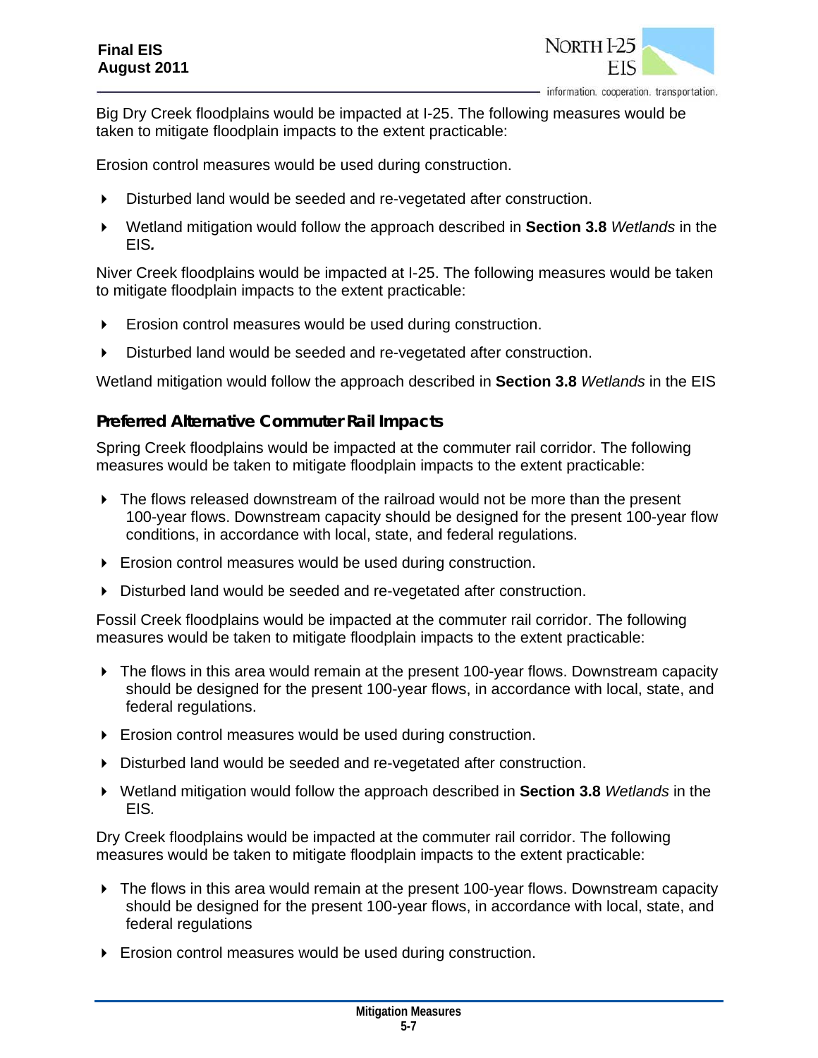Big Dry Creek floodplains would be impacted at I-25. The following measures would be taken to mitigate floodplain impacts to the extent practicable:

Erosion control measures would be used during construction.

- Disturbed land would be seeded and re-vegetated after construction.
- Wetland mitigation would follow the approach described in **Section 3.8** *Wetlands* in the EIS***.***

Niver Creek floodplains would be impacted at I-25. The following measures would be taken to mitigate floodplain impacts to the extent practicable:

- Erosion control measures would be used during construction.
- Disturbed land would be seeded and re-vegetated after construction.

Wetland mitigation would follow the approach described in **Section 3.8** *Wetlands* in the EIS

### Preferred Alternative Commuter Rail Impacts

Spring Creek floodplains would be impacted at the commuter rail corridor. The following measures would be taken to mitigate floodplain impacts to the extent practicable:

- The flows released downstream of the railroad would not be more than the present 100-year flows. Downstream capacity should be designed for the present 100-year flow conditions, in accordance with local, state, and federal regulations.
- Erosion control measures would be used during construction.
- Disturbed land would be seeded and re-vegetated after construction.

Fossil Creek floodplains would be impacted at the commuter rail corridor. The following measures would be taken to mitigate floodplain impacts to the extent practicable:

- The flows in this area would remain at the present 100-year flows. Downstream capacity should be designed for the present 100-year flows, in accordance with local, state, and federal regulations.
- Erosion control measures would be used during construction.
- Disturbed land would be seeded and re-vegetated after construction.
- Wetland mitigation would follow the approach described in **Section 3.8** *Wetlands* in the EIS*.*

Dry Creek floodplains would be impacted at the commuter rail corridor. The following measures would be taken to mitigate floodplain impacts to the extent practicable:

- The flows in this area would remain at the present 100-year flows. Downstream capacity should be designed for the present 100-year flows, in accordance with local, state, and federal regulations
- Erosion control measures would be used during construction.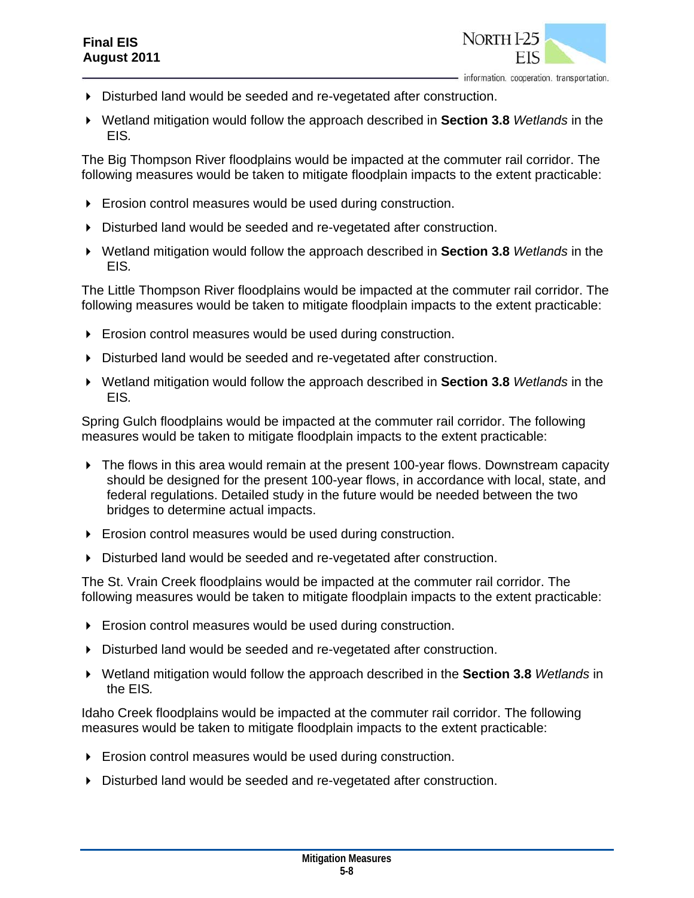- Disturbed land would be seeded and re-vegetated after construction.
- Wetland mitigation would follow the approach described in **Section 3.8** *Wetlands* in the EIS.

The Big Thompson River floodplains would be impacted at the commuter rail corridor. The following measures would be taken to mitigate floodplain impacts to the extent practicable:

- Erosion control measures would be used during construction.
- Disturbed land would be seeded and re-vegetated after construction.
- Wetland mitigation would follow the approach described in **Section 3.8** *Wetlands* in the EIS.

The Little Thompson River floodplains would be impacted at the commuter rail corridor. The following measures would be taken to mitigate floodplain impacts to the extent practicable:

- Erosion control measures would be used during construction.
- Disturbed land would be seeded and re-vegetated after construction.
- Wetland mitigation would follow the approach described in **Section 3.8** *Wetlands* in the EIS.

Spring Gulch floodplains would be impacted at the commuter rail corridor. The following measures would be taken to mitigate floodplain impacts to the extent practicable:

- The flows in this area would remain at the present 100-year flows. Downstream capacity should be designed for the present 100-year flows, in accordance with local, state, and federal regulations. Detailed study in the future would be needed between the two bridges to determine actual impacts.
- Erosion control measures would be used during construction.
- Disturbed land would be seeded and re-vegetated after construction.

The St. Vrain Creek floodplains would be impacted at the commuter rail corridor. The following measures would be taken to mitigate floodplain impacts to the extent practicable:

- Erosion control measures would be used during construction.
- Disturbed land would be seeded and re-vegetated after construction.
- Wetland mitigation would follow the approach described in the **Section 3.8** *Wetlands* in the EIS.

Idaho Creek floodplains would be impacted at the commuter rail corridor. The following measures would be taken to mitigate floodplain impacts to the extent practicable:

- Erosion control measures would be used during construction.
- Disturbed land would be seeded and re-vegetated after construction.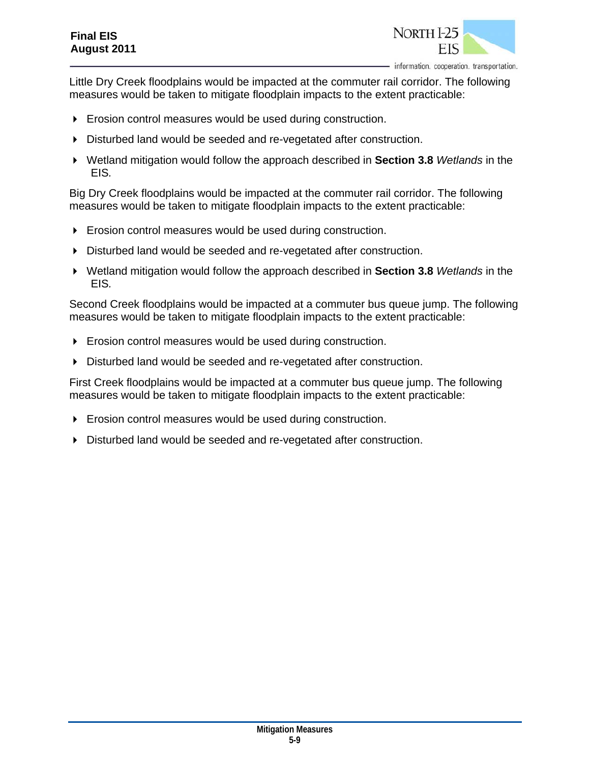Little Dry Creek floodplains would be impacted at the commuter rail corridor. The following measures would be taken to mitigate floodplain impacts to the extent practicable:

- Erosion control measures would be used during construction.
- Disturbed land would be seeded and re-vegetated after construction.
- Wetland mitigation would follow the approach described in **Section 3.8** *Wetlands* in the EIS.

Big Dry Creek floodplains would be impacted at the commuter rail corridor. The following measures would be taken to mitigate floodplain impacts to the extent practicable:

- Erosion control measures would be used during construction.
- Disturbed land would be seeded and re-vegetated after construction.
- Wetland mitigation would follow the approach described in **Section 3.8** *Wetlands* in the EIS.

Second Creek floodplains would be impacted at a commuter bus queue jump. The following measures would be taken to mitigate floodplain impacts to the extent practicable:

- Erosion control measures would be used during construction.
- Disturbed land would be seeded and re-vegetated after construction.

First Creek floodplains would be impacted at a commuter bus queue jump. The following measures would be taken to mitigate floodplain impacts to the extent practicable:

- Erosion control measures would be used during construction.
- Disturbed land would be seeded and re-vegetated after construction.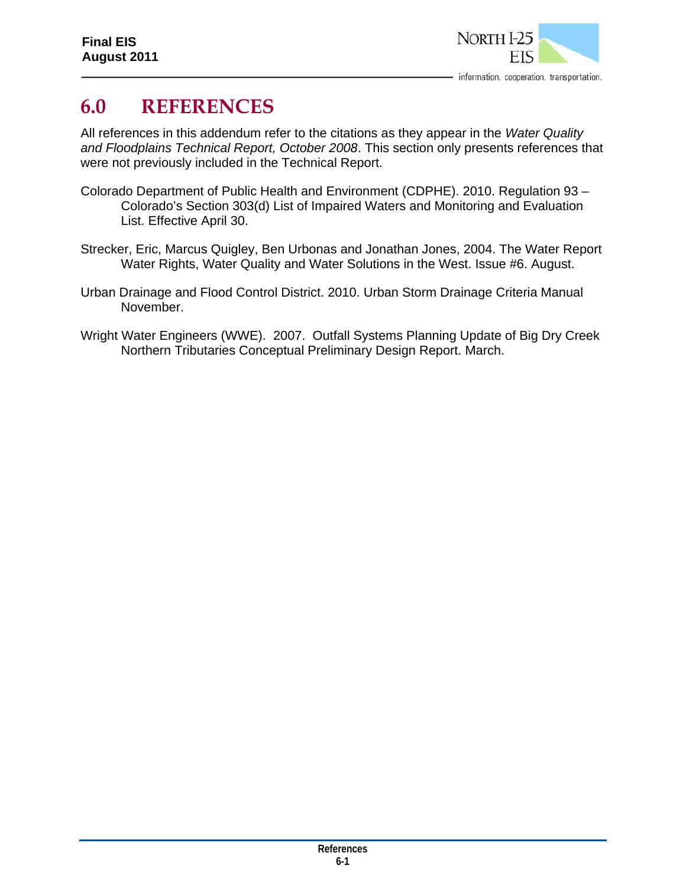# 6.0 REFERENCES

All references in this addendum refer to the citations as they appear in the *Water Quality and Floodplains Technical Report, October 2008*. This section only presents references that were not previously included in the Technical Report.

Colorado Department of Public Health and Environment (CDPHE). 2010. Regulation 93 – Colorado's Section 303(d) List of Impaired Waters and Monitoring and Evaluation List. Effective April 30.

Strecker, Eric, Marcus Quigley, Ben Urbonas and Jonathan Jones, 2004. The Water Report Water Rights, Water Quality and Water Solutions in the West. Issue #6. August.

Urban Drainage and Flood Control District. 2010. Urban Storm Drainage Criteria Manual November.

Wright Water Engineers (WWE). 2007. Outfall Systems Planning Update of Big Dry Creek Northern Tributaries Conceptual Preliminary Design Report. March.